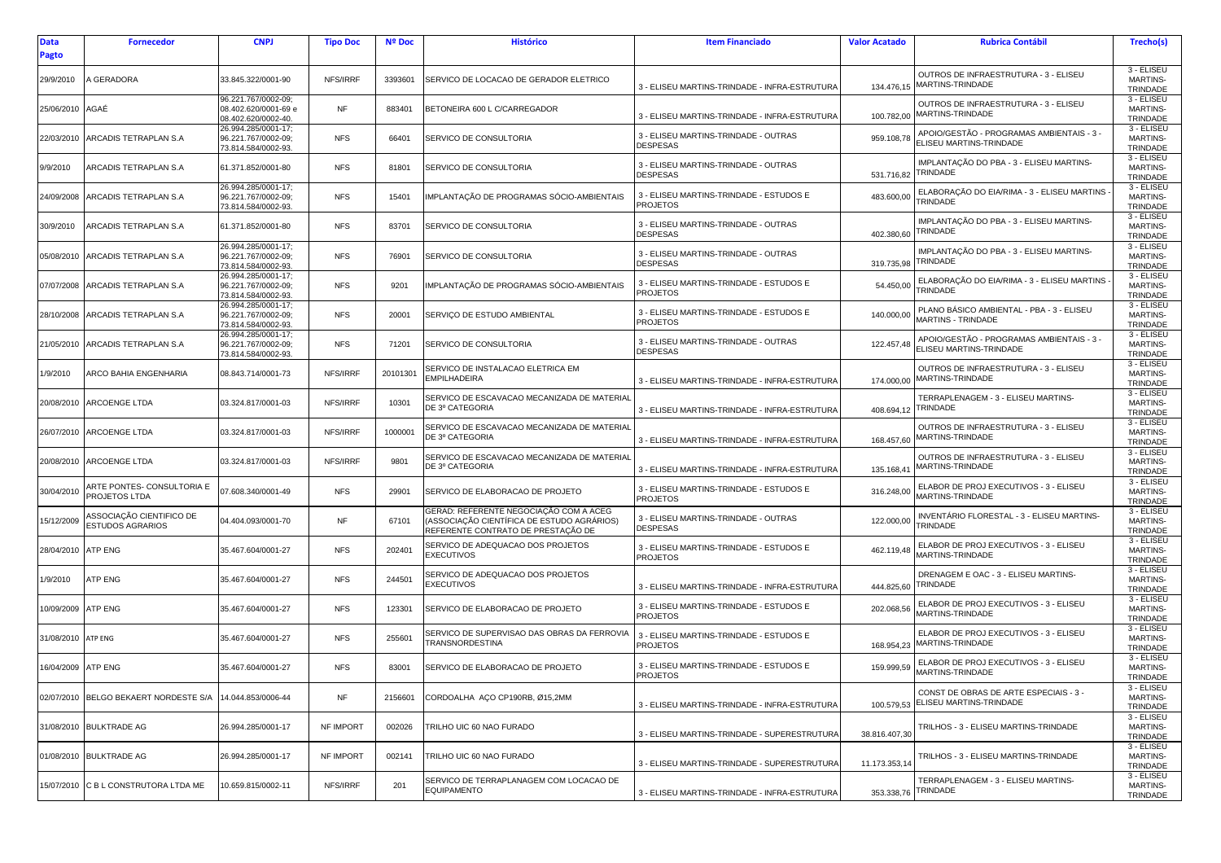| Data Pagto | Fornecedor | CNPJ | Tipo Doc | Nº Doc | Histórico | Item Financiado | Valor Acatado | Rubrica Contábil | Trecho(s) |
|---|---|---|---|---|---|---|---|---|---|
| 29/9/2010 | A GERADORA | 33.845.322/0001-90 | NFS/IRRF | 3393601 | SERVICO DE LOCACAO DE GERADOR ELETRICO | 3 - ELISEU MARTINS-TRINDADE - INFRA-ESTRUTURA | 134.476,15 | OUTROS DE INFRAESTRUTURA - 3 - ELISEU MARTINS-TRINDADE | 3 - ELISEU MARTINS-TRINDADE |
| 25/06/2010 | AGAÉ | 96.221.767/0002-09; 08.402.620/0001-69 e 08.402.620/0002-40. | NF | 883401 | BETONEIRA 600 L C/CARREGADOR | 3 - ELISEU MARTINS-TRINDADE - INFRA-ESTRUTURA | 100.782,00 | OUTROS DE INFRAESTRUTURA - 3 - ELISEU MARTINS-TRINDADE | 3 - ELISEU MARTINS-TRINDADE |
| 22/03/2010 | ARCADIS TETRAPLAN S.A | 26.994.285/0001-17; 96.221.767/0002-09; 73.814.584/0002-93. | NFS | 66401 | SERVICO DE CONSULTORIA | 3 - ELISEU MARTINS-TRINDADE - OUTRAS DESPESAS | 959.108,78 | APOIO/GESTÃO - PROGRAMAS AMBIENTAIS - 3 - ELISEU MARTINS-TRINDADE | 3 - ELISEU MARTINS-TRINDADE |
| 9/9/2010 | ARCADIS TETRAPLAN S.A | 61.371.852/0001-80 | NFS | 81801 | SERVICO DE CONSULTORIA | 3 - ELISEU MARTINS-TRINDADE - OUTRAS DESPESAS | 531.716,82 | IMPLANTAÇÃO DO PBA - 3 - ELISEU MARTINS-TRINDADE | 3 - ELISEU MARTINS-TRINDADE |
| 24/09/2008 | ARCADIS TETRAPLAN S.A | 26.994.285/0001-17; 96.221.767/0002-09; 73.814.584/0002-93. | NFS | 15401 | IMPLANTAÇÃO DE PROGRAMAS SÓCIO-AMBIENTAIS | 3 - ELISEU MARTINS-TRINDADE - ESTUDOS E PROJETOS | 483.600,00 | ELABORAÇÃO DO EIA/RIMA - 3 - ELISEU MARTINS - TRINDADE | 3 - ELISEU MARTINS-TRINDADE |
| 30/9/2010 | ARCADIS TETRAPLAN S.A | 61.371.852/0001-80 | NFS | 83701 | SERVICO DE CONSULTORIA | 3 - ELISEU MARTINS-TRINDADE - OUTRAS DESPESAS | 402.380,60 | IMPLANTAÇÃO DO PBA - 3 - ELISEU MARTINS-TRINDADE | 3 - ELISEU MARTINS-TRINDADE |
| 05/08/2010 | ARCADIS TETRAPLAN S.A | 26.994.285/0001-17; 96.221.767/0002-09; 73.814.584/0002-93. | NFS | 76901 | SERVICO DE CONSULTORIA | 3 - ELISEU MARTINS-TRINDADE - OUTRAS DESPESAS | 319.735,98 | IMPLANTAÇÃO DO PBA - 3 - ELISEU MARTINS-TRINDADE | 3 - ELISEU MARTINS-TRINDADE |
| 07/07/2008 | ARCADIS TETRAPLAN S.A | 26.994.285/0001-17; 96.221.767/0002-09; 73.814.584/0002-93. | NFS | 9201 | IMPLANTAÇÃO DE PROGRAMAS SÓCIO-AMBIENTAIS | 3 - ELISEU MARTINS-TRINDADE - ESTUDOS E PROJETOS | 54.450,00 | ELABORAÇÃO DO EIA/RIMA - 3 - ELISEU MARTINS - TRINDADE | 3 - ELISEU MARTINS-TRINDADE |
| 28/10/2008 | ARCADIS TETRAPLAN S.A | 26.994.285/0001-17; 96.221.767/0002-09; 73.814.584/0002-93. | NFS | 20001 | SERVIÇO DE ESTUDO AMBIENTAL | 3 - ELISEU MARTINS-TRINDADE - ESTUDOS E PROJETOS | 140.000,00 | PLANO BÁSICO AMBIENTAL - PBA - 3 - ELISEU MARTINS - TRINDADE | 3 - ELISEU MARTINS-TRINDADE |
| 21/05/2010 | ARCADIS TETRAPLAN S.A | 26.994.285/0001-17; 96.221.767/0002-09; 73.814.584/0002-93. | NFS | 71201 | SERVICO DE CONSULTORIA | 3 - ELISEU MARTINS-TRINDADE - OUTRAS DESPESAS | 122.457,48 | APOIO/GESTÃO - PROGRAMAS AMBIENTAIS - 3 - ELISEU MARTINS-TRINDADE | 3 - ELISEU MARTINS-TRINDADE |
| 1/9/2010 | ARCO BAHIA ENGENHARIA | 08.843.714/0001-73 | NFS/IRRF | 20101301 | SERVICO DE INSTALACAO ELETRICA EM EMPILHADEIRA | 3 - ELISEU MARTINS-TRINDADE - INFRA-ESTRUTURA | 174.000,00 | OUTROS DE INFRAESTRUTURA - 3 - ELISEU MARTINS-TRINDADE | 3 - ELISEU MARTINS-TRINDADE |
| 20/08/2010 | ARCOENGE LTDA | 03.324.817/0001-03 | NFS/IRRF | 10301 | SERVICO DE ESCAVACAO MECANIZADA DE MATERIAL DE 3º CATEGORIA | 3 - ELISEU MARTINS-TRINDADE - INFRA-ESTRUTURA | 408.694,12 | TERRAPLENAGEM - 3 - ELISEU MARTINS-TRINDADE | 3 - ELISEU MARTINS-TRINDADE |
| 26/07/2010 | ARCOENGE LTDA | 03.324.817/0001-03 | NFS/IRRF | 1000001 | SERVICO DE ESCAVACAO MECANIZADA DE MATERIAL DE 3º CATEGORIA | 3 - ELISEU MARTINS-TRINDADE - INFRA-ESTRUTURA | 168.457,60 | OUTROS DE INFRAESTRUTURA - 3 - ELISEU MARTINS-TRINDADE | 3 - ELISEU MARTINS-TRINDADE |
| 20/08/2010 | ARCOENGE LTDA | 03.324.817/0001-03 | NFS/IRRF | 9801 | SERVICO DE ESCAVACAO MECANIZADA DE MATERIAL DE 3º CATEGORIA | 3 - ELISEU MARTINS-TRINDADE - INFRA-ESTRUTURA | 135.168,41 | OUTROS DE INFRAESTRUTURA - 3 - ELISEU MARTINS-TRINDADE | 3 - ELISEU MARTINS-TRINDADE |
| 30/04/2010 | ARTE PONTES- CONSULTORIA E PROJETOS LTDA | 07.608.340/0001-49 | NFS | 29901 | SERVICO DE ELABORACAO DE PROJETO | 3 - ELISEU MARTINS-TRINDADE - ESTUDOS E PROJETOS | 316.248,00 | ELABOR DE PROJ EXECUTIVOS - 3 - ELISEU MARTINS-TRINDADE | 3 - ELISEU MARTINS-TRINDADE |
| 15/12/2009 | ASSOCIAÇÃO CIENTIFICO DE ESTUDOS AGRARIOS | 04.404.093/0001-70 | NF | 67101 | GERAD: REFERENTE NEGOCIAÇÃO COM A ACEG (ASSOCIAÇÃO CIENTÍFICA DE ESTUDO AGRÁRIOS) REFERENTE CONTRATO DE PRESTAÇÃO DE | 3 - ELISEU MARTINS-TRINDADE - OUTRAS DESPESAS | 122.000,00 | INVENTÁRIO FLORESTAL - 3 - ELISEU MARTINS-TRINDADE | 3 - ELISEU MARTINS-TRINDADE |
| 28/04/2010 | ATP ENG | 35.467.604/0001-27 | NFS | 202401 | SERVICO DE ADEQUACAO DOS PROJETOS EXECUTIVOS | 3 - ELISEU MARTINS-TRINDADE - ESTUDOS E PROJETOS | 462.119,48 | ELABOR DE PROJ EXECUTIVOS - 3 - ELISEU MARTINS-TRINDADE | 3 - ELISEU MARTINS-TRINDADE |
| 1/9/2010 | ATP ENG | 35.467.604/0001-27 | NFS | 244501 | SERVICO DE ADEQUACAO DOS PROJETOS EXECUTIVOS | 3 - ELISEU MARTINS-TRINDADE - INFRA-ESTRUTURA | 444.825,60 | DRENAGEM E OAC - 3 - ELISEU MARTINS-TRINDADE | 3 - ELISEU MARTINS-TRINDADE |
| 10/09/2009 | ATP ENG | 35.467.604/0001-27 | NFS | 123301 | SERVICO DE ELABORACAO DE PROJETO | 3 - ELISEU MARTINS-TRINDADE - ESTUDOS E PROJETOS | 202.068,56 | ELABOR DE PROJ EXECUTIVOS - 3 - ELISEU MARTINS-TRINDADE | 3 - ELISEU MARTINS-TRINDADE |
| 31/08/2010 | ATP ENG | 35.467.604/0001-27 | NFS | 255601 | SERVICO DE SUPERVISAO DAS OBRAS DA FERROVIA TRANSNORDESTINA | 3 - ELISEU MARTINS-TRINDADE - ESTUDOS E PROJETOS | 168.954,23 | ELABOR DE PROJ EXECUTIVOS - 3 - ELISEU MARTINS-TRINDADE | 3 - ELISEU MARTINS-TRINDADE |
| 16/04/2009 | ATP ENG | 35.467.604/0001-27 | NFS | 83001 | SERVICO DE ELABORACAO DE PROJETO | 3 - ELISEU MARTINS-TRINDADE - ESTUDOS E PROJETOS | 159.999,59 | ELABOR DE PROJ EXECUTIVOS - 3 - ELISEU MARTINS-TRINDADE | 3 - ELISEU MARTINS-TRINDADE |
| 02/07/2010 | BELGO BEKAERT NORDESTE S/A | 14.044.853/0006-44 | NF | 2156601 | CORDOALHA AÇO CP190RB, Ø15,2MM | 3 - ELISEU MARTINS-TRINDADE - INFRA-ESTRUTURA | 100.579,53 | CONST DE OBRAS DE ARTE ESPECIAIS - 3 - ELISEU MARTINS-TRINDADE | 3 - ELISEU MARTINS-TRINDADE |
| 31/08/2010 | BULKTRADE AG | 26.994.285/0001-17 | NF IMPORT | 002026 | TRILHO UIC 60 NAO FURADO | 3 - ELISEU MARTINS-TRINDADE - SUPERESTRUTURA | 38.816.407,30 | TRILHOS - 3 - ELISEU MARTINS-TRINDADE | 3 - ELISEU MARTINS-TRINDADE |
| 01/08/2010 | BULKTRADE AG | 26.994.285/0001-17 | NF IMPORT | 002141 | TRILHO UIC 60 NAO FURADO | 3 - ELISEU MARTINS-TRINDADE - SUPERESTRUTURA | 11.173.353,14 | TRILHOS - 3 - ELISEU MARTINS-TRINDADE | 3 - ELISEU MARTINS-TRINDADE |
| 15/07/2010 | C B L CONSTRUTORA LTDA ME | 10.659.815/0002-11 | NFS/IRRF | 201 | SERVICO DE TERRAPLANAGEM COM LOCACAO DE EQUIPAMENTO | 3 - ELISEU MARTINS-TRINDADE - INFRA-ESTRUTURA | 353.338,76 | TERRAPLENAGEM - 3 - ELISEU MARTINS-TRINDADE | 3 - ELISEU MARTINS-TRINDADE |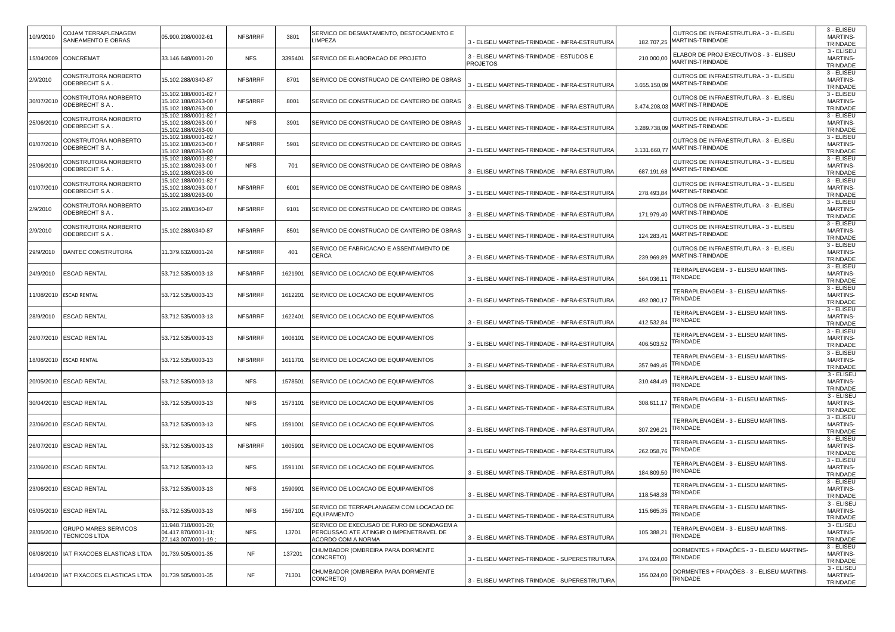| | | | | | | | | | |
|---|---|---|---|---|---|---|---|---|---|
| 10/9/2010 | COJAM TERRAPLENAGEM SANEAMENTO E OBRAS | 05.900.208/0002-61 | NFS/IRRF | 3801 | SERVICO DE DESMATAMENTO, DESTOCAMENTO E LIMPEZA | 3 - ELISEU MARTINS-TRINDADE - INFRA-ESTRUTURA | 182.707,25 | OUTROS DE INFRAESTRUTURA - 3 - ELISEU MARTINS-TRINDADE | 3 - ELISEU MARTINS-TRINDADE |
| 15/04/2009 | CONCREMAT | 33.146.648/0001-20 | NFS | 3395401 | SERVICO DE ELABORACAO DE PROJETO | 3 - ELISEU MARTINS-TRINDADE - ESTUDOS E PROJETOS | 210.000,00 | ELABOR DE PROJ EXECUTIVOS - 3 - ELISEU MARTINS-TRINDADE | 3 - ELISEU MARTINS-TRINDADE |
| 2/9/2010 | CONSTRUTORA NORBERTO ODEBRECHT S A . | 15.102.288/0340-87 | NFS/IRRF | 8701 | SERVICO DE CONSTRUCAO DE CANTEIRO DE OBRAS | 3 - ELISEU MARTINS-TRINDADE - INFRA-ESTRUTURA | 3.655.150,09 | OUTROS DE INFRAESTRUTURA - 3 - ELISEU MARTINS-TRINDADE | 3 - ELISEU MARTINS-TRINDADE |
| 30/07/2010 | CONSTRUTORA NORBERTO ODEBRECHT S A . | 15.102.188/0001-82 / 15.102.188/0263-00 / 15.102.188/0263-00 | NFS/IRRF | 8001 | SERVICO DE CONSTRUCAO DE CANTEIRO DE OBRAS | 3 - ELISEU MARTINS-TRINDADE - INFRA-ESTRUTURA | 3.474.208,03 | OUTROS DE INFRAESTRUTURA - 3 - ELISEU MARTINS-TRINDADE | 3 - ELISEU MARTINS-TRINDADE |
| 25/06/2010 | CONSTRUTORA NORBERTO ODEBRECHT S A . | 15.102.188/0001-82 / 15.102.188/0263-00 / 15.102.188/0263-00 | NFS | 3901 | SERVICO DE CONSTRUCAO DE CANTEIRO DE OBRAS | 3 - ELISEU MARTINS-TRINDADE - INFRA-ESTRUTURA | 3.289.738,09 | OUTROS DE INFRAESTRUTURA - 3 - ELISEU MARTINS-TRINDADE | 3 - ELISEU MARTINS-TRINDADE |
| 01/07/2010 | CONSTRUTORA NORBERTO ODEBRECHT S A . | 15.102.188/0001-82 / 15.102.188/0263-00 / 15.102.188/0263-00 | NFS/IRRF | 5901 | SERVICO DE CONSTRUCAO DE CANTEIRO DE OBRAS | 3 - ELISEU MARTINS-TRINDADE - INFRA-ESTRUTURA | 3.131.660,77 | OUTROS DE INFRAESTRUTURA - 3 - ELISEU MARTINS-TRINDADE | 3 - ELISEU MARTINS-TRINDADE |
| 25/06/2010 | CONSTRUTORA NORBERTO ODEBRECHT S A . | 15.102.188/0001-82 / 15.102.188/0263-00 / 15.102.188/0263-00 | NFS | 701 | SERVICO DE CONSTRUCAO DE CANTEIRO DE OBRAS | 3 - ELISEU MARTINS-TRINDADE - INFRA-ESTRUTURA | 687.191,68 | OUTROS DE INFRAESTRUTURA - 3 - ELISEU MARTINS-TRINDADE | 3 - ELISEU MARTINS-TRINDADE |
| 01/07/2010 | CONSTRUTORA NORBERTO ODEBRECHT S A . | 15.102.188/0001-82 / 15.102.188/0263-00 / 15.102.188/0263-00 | NFS/IRRF | 6001 | SERVICO DE CONSTRUCAO DE CANTEIRO DE OBRAS | 3 - ELISEU MARTINS-TRINDADE - INFRA-ESTRUTURA | 278.493,84 | OUTROS DE INFRAESTRUTURA - 3 - ELISEU MARTINS-TRINDADE | 3 - ELISEU MARTINS-TRINDADE |
| 2/9/2010 | CONSTRUTORA NORBERTO ODEBRECHT S A . | 15.102.288/0340-87 | NFS/IRRF | 9101 | SERVICO DE CONSTRUCAO DE CANTEIRO DE OBRAS | 3 - ELISEU MARTINS-TRINDADE - INFRA-ESTRUTURA | 171.979,40 | OUTROS DE INFRAESTRUTURA - 3 - ELISEU MARTINS-TRINDADE | 3 - ELISEU MARTINS-TRINDADE |
| 2/9/2010 | CONSTRUTORA NORBERTO ODEBRECHT S A . | 15.102.288/0340-87 | NFS/IRRF | 8501 | SERVICO DE CONSTRUCAO DE CANTEIRO DE OBRAS | 3 - ELISEU MARTINS-TRINDADE - INFRA-ESTRUTURA | 124.283,41 | OUTROS DE INFRAESTRUTURA - 3 - ELISEU MARTINS-TRINDADE | 3 - ELISEU MARTINS-TRINDADE |
| 29/9/2010 | DANTEC CONSTRUTORA | 11.379.632/0001-24 | NFS/IRRF | 401 | SERVICO DE FABRICACAO E ASSENTAMENTO DE CERCA | 3 - ELISEU MARTINS-TRINDADE - INFRA-ESTRUTURA | 239.969,89 | OUTROS DE INFRAESTRUTURA - 3 - ELISEU MARTINS-TRINDADE | 3 - ELISEU MARTINS-TRINDADE |
| 24/9/2010 | ESCAD RENTAL | 53.712.535/0003-13 | NFS/IRRF | 1621901 | SERVICO DE LOCACAO DE EQUIPAMENTOS | 3 - ELISEU MARTINS-TRINDADE - INFRA-ESTRUTURA | 564.036,11 | TERRAPLENAGEM - 3 - ELISEU MARTINS-TRINDADE | 3 - ELISEU MARTINS-TRINDADE |
| 11/08/2010 | ESCAD RENTAL | 53.712.535/0003-13 | NFS/IRRF | 1612201 | SERVICO DE LOCACAO DE EQUIPAMENTOS | 3 - ELISEU MARTINS-TRINDADE - INFRA-ESTRUTURA | 492.080,17 | TERRAPLENAGEM - 3 - ELISEU MARTINS-TRINDADE | 3 - ELISEU MARTINS-TRINDADE |
| 28/9/2010 | ESCAD RENTAL | 53.712.535/0003-13 | NFS/IRRF | 1622401 | SERVICO DE LOCACAO DE EQUIPAMENTOS | 3 - ELISEU MARTINS-TRINDADE - INFRA-ESTRUTURA | 412.532,84 | TERRAPLENAGEM - 3 - ELISEU MARTINS-TRINDADE | 3 - ELISEU MARTINS-TRINDADE |
| 26/07/2010 | ESCAD RENTAL | 53.712.535/0003-13 | NFS/IRRF | 1606101 | SERVICO DE LOCACAO DE EQUIPAMENTOS | 3 - ELISEU MARTINS-TRINDADE - INFRA-ESTRUTURA | 406.503,52 | TERRAPLENAGEM - 3 - ELISEU MARTINS-TRINDADE | 3 - ELISEU MARTINS-TRINDADE |
| 18/08/2010 | ESCAD RENTAL | 53.712.535/0003-13 | NFS/IRRF | 1611701 | SERVICO DE LOCACAO DE EQUIPAMENTOS | 3 - ELISEU MARTINS-TRINDADE - INFRA-ESTRUTURA | 357.949,46 | TERRAPLENAGEM - 3 - ELISEU MARTINS-TRINDADE | 3 - ELISEU MARTINS-TRINDADE |
| 20/05/2010 | ESCAD RENTAL | 53.712.535/0003-13 | NFS | 1578501 | SERVICO DE LOCACAO DE EQUIPAMENTOS | 3 - ELISEU MARTINS-TRINDADE - INFRA-ESTRUTURA | 310.484,49 | TERRAPLENAGEM - 3 - ELISEU MARTINS-TRINDADE | 3 - ELISEU MARTINS-TRINDADE |
| 30/04/2010 | ESCAD RENTAL | 53.712.535/0003-13 | NFS | 1573101 | SERVICO DE LOCACAO DE EQUIPAMENTOS | 3 - ELISEU MARTINS-TRINDADE - INFRA-ESTRUTURA | 308.611,17 | TERRAPLENAGEM - 3 - ELISEU MARTINS-TRINDADE | 3 - ELISEU MARTINS-TRINDADE |
| 23/06/2010 | ESCAD RENTAL | 53.712.535/0003-13 | NFS | 1591001 | SERVICO DE LOCACAO DE EQUIPAMENTOS | 3 - ELISEU MARTINS-TRINDADE - INFRA-ESTRUTURA | 307.296,21 | TERRAPLENAGEM - 3 - ELISEU MARTINS-TRINDADE | 3 - ELISEU MARTINS-TRINDADE |
| 26/07/2010 | ESCAD RENTAL | 53.712.535/0003-13 | NFS/IRRF | 1605901 | SERVICO DE LOCACAO DE EQUIPAMENTOS | 3 - ELISEU MARTINS-TRINDADE - INFRA-ESTRUTURA | 262.058,76 | TERRAPLENAGEM - 3 - ELISEU MARTINS-TRINDADE | 3 - ELISEU MARTINS-TRINDADE |
| 23/06/2010 | ESCAD RENTAL | 53.712.535/0003-13 | NFS | 1591101 | SERVICO DE LOCACAO DE EQUIPAMENTOS | 3 - ELISEU MARTINS-TRINDADE - INFRA-ESTRUTURA | 184.809,50 | TERRAPLENAGEM - 3 - ELISEU MARTINS-TRINDADE | 3 - ELISEU MARTINS-TRINDADE |
| 23/06/2010 | ESCAD RENTAL | 53.712.535/0003-13 | NFS | 1590901 | SERVICO DE LOCACAO DE EQUIPAMENTOS | 3 - ELISEU MARTINS-TRINDADE - INFRA-ESTRUTURA | 118.548,38 | TERRAPLENAGEM - 3 - ELISEU MARTINS-TRINDADE | 3 - ELISEU MARTINS-TRINDADE |
| 05/05/2010 | ESCAD RENTAL | 53.712.535/0003-13 | NFS | 1567101 | SERVICO DE TERRAPLANAGEM COM LOCACAO DE EQUIPAMENTO | 3 - ELISEU MARTINS-TRINDADE - INFRA-ESTRUTURA | 115.665,35 | TERRAPLENAGEM - 3 - ELISEU MARTINS-TRINDADE | 3 - ELISEU MARTINS-TRINDADE |
| 28/05/2010 | GRUPO MARES SERVICOS TECNICOS LTDA | 11.948.718/0001-20; 04.417.870/0001-11; 27.143.007/0001-19 ; | NFS | 13701 | SERVICO DE EXECUSAO DE FURO DE SONDAGEM A PERCUSSAO ATE ATINGIR O IMPENETRAVEL DE ACORDO COM A NORMA | 3 - ELISEU MARTINS-TRINDADE - INFRA-ESTRUTURA | 105.388,21 | TERRAPLENAGEM - 3 - ELISEU MARTINS-TRINDADE | 3 - ELISEU MARTINS-TRINDADE |
| 06/08/2010 | IAT FIXACOES ELASTICAS LTDA | 01.739.505/0001-35 | NF | 137201 | CHUMBADOR (OMBREIRA PARA DORMENTE CONCRETO) | 3 - ELISEU MARTINS-TRINDADE - SUPERESTRUTURA | 174.024,00 | DORMENTES + FIXAÇÕES - 3 - ELISEU MARTINS-TRINDADE | 3 - ELISEU MARTINS-TRINDADE |
| 14/04/2010 | IAT FIXACOES ELASTICAS LTDA | 01.739.505/0001-35 | NF | 71301 | CHUMBADOR (OMBREIRA PARA DORMENTE CONCRETO) | 3 - ELISEU MARTINS-TRINDADE - SUPERESTRUTURA | 156.024,00 | DORMENTES + FIXAÇÕES - 3 - ELISEU MARTINS-TRINDADE | 3 - ELISEU MARTINS-TRINDADE |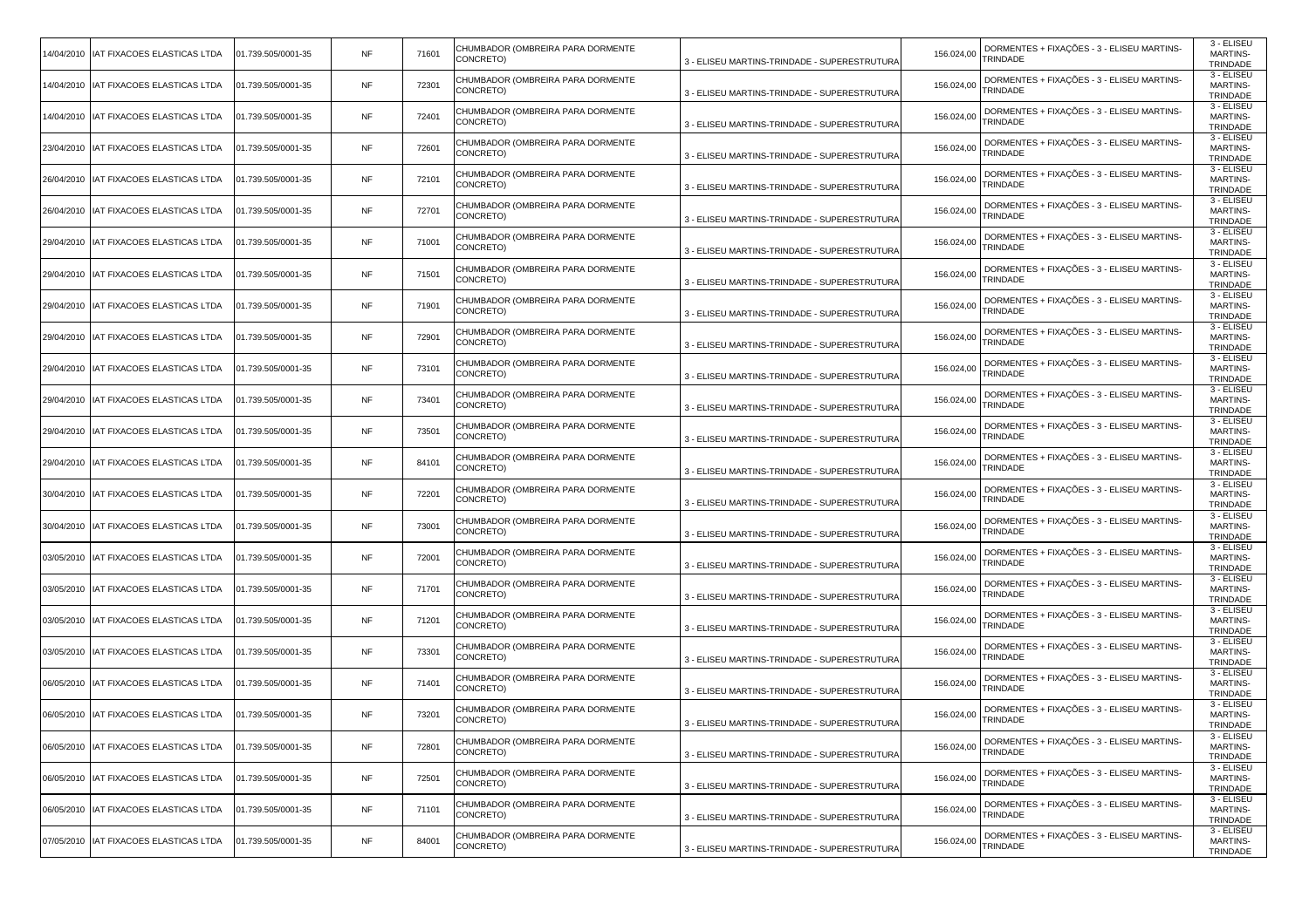| | | | | | | | | | |
|---|---|---|---|---|---|---|---|---|---|
| 14/04/2010 | IAT FIXACOES ELASTICAS LTDA | 01.739.505/0001-35 | NF | 71601 | CHUMBADOR (OMBREIRA PARA DORMENTE CONCRETO) | 3 - ELISEU MARTINS-TRINDADE - SUPERESTRUTURA | 156.024,00 | DORMENTES + FIXAÇÕES - 3 - ELISEU MARTINS-TRINDADE | 3 - ELISEU MARTINS-TRINDADE |
| 14/04/2010 | IAT FIXACOES ELASTICAS LTDA | 01.739.505/0001-35 | NF | 72301 | CHUMBADOR (OMBREIRA PARA DORMENTE CONCRETO) | 3 - ELISEU MARTINS-TRINDADE - SUPERESTRUTURA | 156.024,00 | DORMENTES + FIXAÇÕES - 3 - ELISEU MARTINS-TRINDADE | 3 - ELISEU MARTINS-TRINDADE |
| 14/04/2010 | IAT FIXACOES ELASTICAS LTDA | 01.739.505/0001-35 | NF | 72401 | CHUMBADOR (OMBREIRA PARA DORMENTE CONCRETO) | 3 - ELISEU MARTINS-TRINDADE - SUPERESTRUTURA | 156.024,00 | DORMENTES + FIXAÇÕES - 3 - ELISEU MARTINS-TRINDADE | 3 - ELISEU MARTINS-TRINDADE |
| 23/04/2010 | IAT FIXACOES ELASTICAS LTDA | 01.739.505/0001-35 | NF | 72601 | CHUMBADOR (OMBREIRA PARA DORMENTE CONCRETO) | 3 - ELISEU MARTINS-TRINDADE - SUPERESTRUTURA | 156.024,00 | DORMENTES + FIXAÇÕES - 3 - ELISEU MARTINS-TRINDADE | 3 - ELISEU MARTINS-TRINDADE |
| 26/04/2010 | IAT FIXACOES ELASTICAS LTDA | 01.739.505/0001-35 | NF | 72101 | CHUMBADOR (OMBREIRA PARA DORMENTE CONCRETO) | 3 - ELISEU MARTINS-TRINDADE - SUPERESTRUTURA | 156.024,00 | DORMENTES + FIXAÇÕES - 3 - ELISEU MARTINS-TRINDADE | 3 - ELISEU MARTINS-TRINDADE |
| 26/04/2010 | IAT FIXACOES ELASTICAS LTDA | 01.739.505/0001-35 | NF | 72701 | CHUMBADOR (OMBREIRA PARA DORMENTE CONCRETO) | 3 - ELISEU MARTINS-TRINDADE - SUPERESTRUTURA | 156.024,00 | DORMENTES + FIXAÇÕES - 3 - ELISEU MARTINS-TRINDADE | 3 - ELISEU MARTINS-TRINDADE |
| 29/04/2010 | IAT FIXACOES ELASTICAS LTDA | 01.739.505/0001-35 | NF | 71001 | CHUMBADOR (OMBREIRA PARA DORMENTE CONCRETO) | 3 - ELISEU MARTINS-TRINDADE - SUPERESTRUTURA | 156.024,00 | DORMENTES + FIXAÇÕES - 3 - ELISEU MARTINS-TRINDADE | 3 - ELISEU MARTINS-TRINDADE |
| 29/04/2010 | IAT FIXACOES ELASTICAS LTDA | 01.739.505/0001-35 | NF | 71501 | CHUMBADOR (OMBREIRA PARA DORMENTE CONCRETO) | 3 - ELISEU MARTINS-TRINDADE - SUPERESTRUTURA | 156.024,00 | DORMENTES + FIXAÇÕES - 3 - ELISEU MARTINS-TRINDADE | 3 - ELISEU MARTINS-TRINDADE |
| 29/04/2010 | IAT FIXACOES ELASTICAS LTDA | 01.739.505/0001-35 | NF | 71901 | CHUMBADOR (OMBREIRA PARA DORMENTE CONCRETO) | 3 - ELISEU MARTINS-TRINDADE - SUPERESTRUTURA | 156.024,00 | DORMENTES + FIXAÇÕES - 3 - ELISEU MARTINS-TRINDADE | 3 - ELISEU MARTINS-TRINDADE |
| 29/04/2010 | IAT FIXACOES ELASTICAS LTDA | 01.739.505/0001-35 | NF | 72901 | CHUMBADOR (OMBREIRA PARA DORMENTE CONCRETO) | 3 - ELISEU MARTINS-TRINDADE - SUPERESTRUTURA | 156.024,00 | DORMENTES + FIXAÇÕES - 3 - ELISEU MARTINS-TRINDADE | 3 - ELISEU MARTINS-TRINDADE |
| 29/04/2010 | IAT FIXACOES ELASTICAS LTDA | 01.739.505/0001-35 | NF | 73101 | CHUMBADOR (OMBREIRA PARA DORMENTE CONCRETO) | 3 - ELISEU MARTINS-TRINDADE - SUPERESTRUTURA | 156.024,00 | DORMENTES + FIXAÇÕES - 3 - ELISEU MARTINS-TRINDADE | 3 - ELISEU MARTINS-TRINDADE |
| 29/04/2010 | IAT FIXACOES ELASTICAS LTDA | 01.739.505/0001-35 | NF | 73401 | CHUMBADOR (OMBREIRA PARA DORMENTE CONCRETO) | 3 - ELISEU MARTINS-TRINDADE - SUPERESTRUTURA | 156.024,00 | DORMENTES + FIXAÇÕES - 3 - ELISEU MARTINS-TRINDADE | 3 - ELISEU MARTINS-TRINDADE |
| 29/04/2010 | IAT FIXACOES ELASTICAS LTDA | 01.739.505/0001-35 | NF | 73501 | CHUMBADOR (OMBREIRA PARA DORMENTE CONCRETO) | 3 - ELISEU MARTINS-TRINDADE - SUPERESTRUTURA | 156.024,00 | DORMENTES + FIXAÇÕES - 3 - ELISEU MARTINS-TRINDADE | 3 - ELISEU MARTINS-TRINDADE |
| 29/04/2010 | IAT FIXACOES ELASTICAS LTDA | 01.739.505/0001-35 | NF | 84101 | CHUMBADOR (OMBREIRA PARA DORMENTE CONCRETO) | 3 - ELISEU MARTINS-TRINDADE - SUPERESTRUTURA | 156.024,00 | DORMENTES + FIXAÇÕES - 3 - ELISEU MARTINS-TRINDADE | 3 - ELISEU MARTINS-TRINDADE |
| 30/04/2010 | IAT FIXACOES ELASTICAS LTDA | 01.739.505/0001-35 | NF | 72201 | CHUMBADOR (OMBREIRA PARA DORMENTE CONCRETO) | 3 - ELISEU MARTINS-TRINDADE - SUPERESTRUTURA | 156.024,00 | DORMENTES + FIXAÇÕES - 3 - ELISEU MARTINS-TRINDADE | 3 - ELISEU MARTINS-TRINDADE |
| 30/04/2010 | IAT FIXACOES ELASTICAS LTDA | 01.739.505/0001-35 | NF | 73001 | CHUMBADOR (OMBREIRA PARA DORMENTE CONCRETO) | 3 - ELISEU MARTINS-TRINDADE - SUPERESTRUTURA | 156.024,00 | DORMENTES + FIXAÇÕES - 3 - ELISEU MARTINS-TRINDADE | 3 - ELISEU MARTINS-TRINDADE |
| 03/05/2010 | IAT FIXACOES ELASTICAS LTDA | 01.739.505/0001-35 | NF | 72001 | CHUMBADOR (OMBREIRA PARA DORMENTE CONCRETO) | 3 - ELISEU MARTINS-TRINDADE - SUPERESTRUTURA | 156.024,00 | DORMENTES + FIXAÇÕES - 3 - ELISEU MARTINS-TRINDADE | 3 - ELISEU MARTINS-TRINDADE |
| 03/05/2010 | IAT FIXACOES ELASTICAS LTDA | 01.739.505/0001-35 | NF | 71701 | CHUMBADOR (OMBREIRA PARA DORMENTE CONCRETO) | 3 - ELISEU MARTINS-TRINDADE - SUPERESTRUTURA | 156.024,00 | DORMENTES + FIXAÇÕES - 3 - ELISEU MARTINS-TRINDADE | 3 - ELISEU MARTINS-TRINDADE |
| 03/05/2010 | IAT FIXACOES ELASTICAS LTDA | 01.739.505/0001-35 | NF | 71201 | CHUMBADOR (OMBREIRA PARA DORMENTE CONCRETO) | 3 - ELISEU MARTINS-TRINDADE - SUPERESTRUTURA | 156.024,00 | DORMENTES + FIXAÇÕES - 3 - ELISEU MARTINS-TRINDADE | 3 - ELISEU MARTINS-TRINDADE |
| 03/05/2010 | IAT FIXACOES ELASTICAS LTDA | 01.739.505/0001-35 | NF | 73301 | CHUMBADOR (OMBREIRA PARA DORMENTE CONCRETO) | 3 - ELISEU MARTINS-TRINDADE - SUPERESTRUTURA | 156.024,00 | DORMENTES + FIXAÇÕES - 3 - ELISEU MARTINS-TRINDADE | 3 - ELISEU MARTINS-TRINDADE |
| 06/05/2010 | IAT FIXACOES ELASTICAS LTDA | 01.739.505/0001-35 | NF | 71401 | CHUMBADOR (OMBREIRA PARA DORMENTE CONCRETO) | 3 - ELISEU MARTINS-TRINDADE - SUPERESTRUTURA | 156.024,00 | DORMENTES + FIXAÇÕES - 3 - ELISEU MARTINS-TRINDADE | 3 - ELISEU MARTINS-TRINDADE |
| 06/05/2010 | IAT FIXACOES ELASTICAS LTDA | 01.739.505/0001-35 | NF | 73201 | CHUMBADOR (OMBREIRA PARA DORMENTE CONCRETO) | 3 - ELISEU MARTINS-TRINDADE - SUPERESTRUTURA | 156.024,00 | DORMENTES + FIXAÇÕES - 3 - ELISEU MARTINS-TRINDADE | 3 - ELISEU MARTINS-TRINDADE |
| 06/05/2010 | IAT FIXACOES ELASTICAS LTDA | 01.739.505/0001-35 | NF | 72801 | CHUMBADOR (OMBREIRA PARA DORMENTE CONCRETO) | 3 - ELISEU MARTINS-TRINDADE - SUPERESTRUTURA | 156.024,00 | DORMENTES + FIXAÇÕES - 3 - ELISEU MARTINS-TRINDADE | 3 - ELISEU MARTINS-TRINDADE |
| 06/05/2010 | IAT FIXACOES ELASTICAS LTDA | 01.739.505/0001-35 | NF | 72501 | CHUMBADOR (OMBREIRA PARA DORMENTE CONCRETO) | 3 - ELISEU MARTINS-TRINDADE - SUPERESTRUTURA | 156.024,00 | DORMENTES + FIXAÇÕES - 3 - ELISEU MARTINS-TRINDADE | 3 - ELISEU MARTINS-TRINDADE |
| 06/05/2010 | IAT FIXACOES ELASTICAS LTDA | 01.739.505/0001-35 | NF | 71101 | CHUMBADOR (OMBREIRA PARA DORMENTE CONCRETO) | 3 - ELISEU MARTINS-TRINDADE - SUPERESTRUTURA | 156.024,00 | DORMENTES + FIXAÇÕES - 3 - ELISEU MARTINS-TRINDADE | 3 - ELISEU MARTINS-TRINDADE |
| 07/05/2010 | IAT FIXACOES ELASTICAS LTDA | 01.739.505/0001-35 | NF | 84001 | CHUMBADOR (OMBREIRA PARA DORMENTE CONCRETO) | 3 - ELISEU MARTINS-TRINDADE - SUPERESTRUTURA | 156.024,00 | DORMENTES + FIXAÇÕES - 3 - ELISEU MARTINS-TRINDADE | 3 - ELISEU MARTINS-TRINDADE |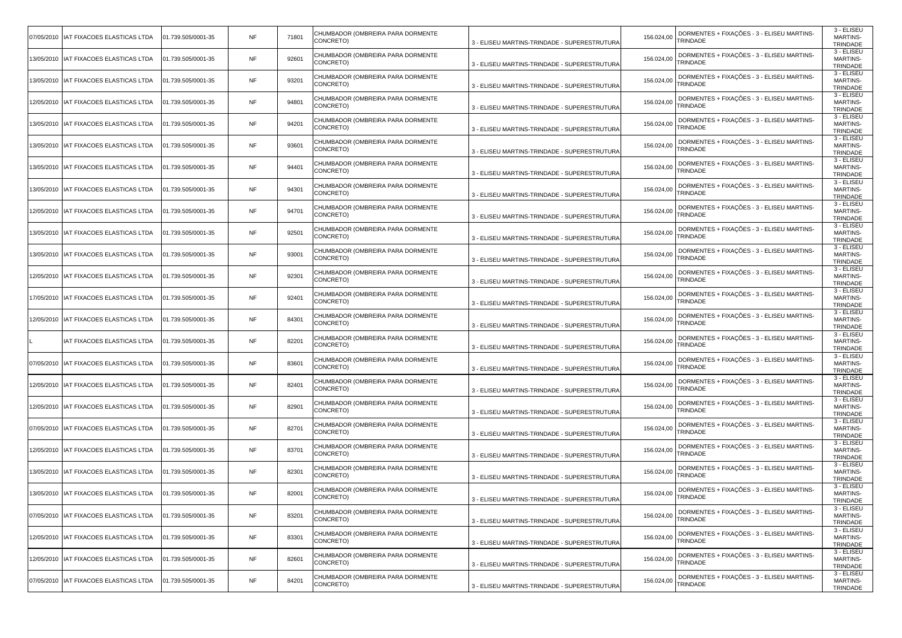| | | | | | | | | | |
|---|---|---|---|---|---|---|---|---|---|
| 07/05/2010 | IAT FIXACOES ELASTICAS LTDA | 01.739.505/0001-35 | NF | 71801 | CHUMBADOR (OMBREIRA PARA DORMENTE CONCRETO) | 3 - ELISEU MARTINS-TRINDADE - SUPERESTRUTURA | 156.024,00 | DORMENTES + FIXAÇÕES - 3 - ELISEU MARTINS-TRINDADE | 3 - ELISEU MARTINS-TRINDADE |
| 13/05/2010 | IAT FIXACOES ELASTICAS LTDA | 01.739.505/0001-35 | NF | 92601 | CHUMBADOR (OMBREIRA PARA DORMENTE CONCRETO) | 3 - ELISEU MARTINS-TRINDADE - SUPERESTRUTURA | 156.024,00 | DORMENTES + FIXAÇÕES - 3 - ELISEU MARTINS-TRINDADE | 3 - ELISEU MARTINS-TRINDADE |
| 13/05/2010 | IAT FIXACOES ELASTICAS LTDA | 01.739.505/0001-35 | NF | 93201 | CHUMBADOR (OMBREIRA PARA DORMENTE CONCRETO) | 3 - ELISEU MARTINS-TRINDADE - SUPERESTRUTURA | 156.024,00 | DORMENTES + FIXAÇÕES - 3 - ELISEU MARTINS-TRINDADE | 3 - ELISEU MARTINS-TRINDADE |
| 12/05/2010 | IAT FIXACOES ELASTICAS LTDA | 01.739.505/0001-35 | NF | 94801 | CHUMBADOR (OMBREIRA PARA DORMENTE CONCRETO) | 3 - ELISEU MARTINS-TRINDADE - SUPERESTRUTURA | 156.024,00 | DORMENTES + FIXAÇÕES - 3 - ELISEU MARTINS-TRINDADE | 3 - ELISEU MARTINS-TRINDADE |
| 13/05/2010 | IAT FIXACOES ELASTICAS LTDA | 01.739.505/0001-35 | NF | 94201 | CHUMBADOR (OMBREIRA PARA DORMENTE CONCRETO) | 3 - ELISEU MARTINS-TRINDADE - SUPERESTRUTURA | 156.024,00 | DORMENTES + FIXAÇÕES - 3 - ELISEU MARTINS-TRINDADE | 3 - ELISEU MARTINS-TRINDADE |
| 13/05/2010 | IAT FIXACOES ELASTICAS LTDA | 01.739.505/0001-35 | NF | 93601 | CHUMBADOR (OMBREIRA PARA DORMENTE CONCRETO) | 3 - ELISEU MARTINS-TRINDADE - SUPERESTRUTURA | 156.024,00 | DORMENTES + FIXAÇÕES - 3 - ELISEU MARTINS-TRINDADE | 3 - ELISEU MARTINS-TRINDADE |
| 13/05/2010 | IAT FIXACOES ELASTICAS LTDA | 01.739.505/0001-35 | NF | 94401 | CHUMBADOR (OMBREIRA PARA DORMENTE CONCRETO) | 3 - ELISEU MARTINS-TRINDADE - SUPERESTRUTURA | 156.024,00 | DORMENTES + FIXAÇÕES - 3 - ELISEU MARTINS-TRINDADE | 3 - ELISEU MARTINS-TRINDADE |
| 13/05/2010 | IAT FIXACOES ELASTICAS LTDA | 01.739.505/0001-35 | NF | 94301 | CHUMBADOR (OMBREIRA PARA DORMENTE CONCRETO) | 3 - ELISEU MARTINS-TRINDADE - SUPERESTRUTURA | 156.024,00 | DORMENTES + FIXAÇÕES - 3 - ELISEU MARTINS-TRINDADE | 3 - ELISEU MARTINS-TRINDADE |
| 12/05/2010 | IAT FIXACOES ELASTICAS LTDA | 01.739.505/0001-35 | NF | 94701 | CHUMBADOR (OMBREIRA PARA DORMENTE CONCRETO) | 3 - ELISEU MARTINS-TRINDADE - SUPERESTRUTURA | 156.024,00 | DORMENTES + FIXAÇÕES - 3 - ELISEU MARTINS-TRINDADE | 3 - ELISEU MARTINS-TRINDADE |
| 13/05/2010 | IAT FIXACOES ELASTICAS LTDA | 01.739.505/0001-35 | NF | 92501 | CHUMBADOR (OMBREIRA PARA DORMENTE CONCRETO) | 3 - ELISEU MARTINS-TRINDADE - SUPERESTRUTURA | 156.024,00 | DORMENTES + FIXAÇÕES - 3 - ELISEU MARTINS-TRINDADE | 3 - ELISEU MARTINS-TRINDADE |
| 13/05/2010 | IAT FIXACOES ELASTICAS LTDA | 01.739.505/0001-35 | NF | 93001 | CHUMBADOR (OMBREIRA PARA DORMENTE CONCRETO) | 3 - ELISEU MARTINS-TRINDADE - SUPERESTRUTURA | 156.024,00 | DORMENTES + FIXAÇÕES - 3 - ELISEU MARTINS-TRINDADE | 3 - ELISEU MARTINS-TRINDADE |
| 12/05/2010 | IAT FIXACOES ELASTICAS LTDA | 01.739.505/0001-35 | NF | 92301 | CHUMBADOR (OMBREIRA PARA DORMENTE CONCRETO) | 3 - ELISEU MARTINS-TRINDADE - SUPERESTRUTURA | 156.024,00 | DORMENTES + FIXAÇÕES - 3 - ELISEU MARTINS-TRINDADE | 3 - ELISEU MARTINS-TRINDADE |
| 17/05/2010 | IAT FIXACOES ELASTICAS LTDA | 01.739.505/0001-35 | NF | 92401 | CHUMBADOR (OMBREIRA PARA DORMENTE CONCRETO) | 3 - ELISEU MARTINS-TRINDADE - SUPERESTRUTURA | 156.024,00 | DORMENTES + FIXAÇÕES - 3 - ELISEU MARTINS-TRINDADE | 3 - ELISEU MARTINS-TRINDADE |
| 12/05/2010 | IAT FIXACOES ELASTICAS LTDA | 01.739.505/0001-35 | NF | 84301 | CHUMBADOR (OMBREIRA PARA DORMENTE CONCRETO) | 3 - ELISEU MARTINS-TRINDADE - SUPERESTRUTURA | 156.024,00 | DORMENTES + FIXAÇÕES - 3 - ELISEU MARTINS-TRINDADE | 3 - ELISEU MARTINS-TRINDADE |
| L | IAT FIXACOES ELASTICAS LTDA | 01.739.505/0001-35 | NF | 82201 | CHUMBADOR (OMBREIRA PARA DORMENTE CONCRETO) | 3 - ELISEU MARTINS-TRINDADE - SUPERESTRUTURA | 156.024,00 | DORMENTES + FIXAÇÕES - 3 - ELISEU MARTINS-TRINDADE | 3 - ELISEU MARTINS-TRINDADE |
| 07/05/2010 | IAT FIXACOES ELASTICAS LTDA | 01.739.505/0001-35 | NF | 83601 | CHUMBADOR (OMBREIRA PARA DORMENTE CONCRETO) | 3 - ELISEU MARTINS-TRINDADE - SUPERESTRUTURA | 156.024,00 | DORMENTES + FIXAÇÕES - 3 - ELISEU MARTINS-TRINDADE | 3 - ELISEU MARTINS-TRINDADE |
| 12/05/2010 | IAT FIXACOES ELASTICAS LTDA | 01.739.505/0001-35 | NF | 82401 | CHUMBADOR (OMBREIRA PARA DORMENTE CONCRETO) | 3 - ELISEU MARTINS-TRINDADE - SUPERESTRUTURA | 156.024,00 | DORMENTES + FIXAÇÕES - 3 - ELISEU MARTINS-TRINDADE | 3 - ELISEU MARTINS-TRINDADE |
| 12/05/2010 | IAT FIXACOES ELASTICAS LTDA | 01.739.505/0001-35 | NF | 82901 | CHUMBADOR (OMBREIRA PARA DORMENTE CONCRETO) | 3 - ELISEU MARTINS-TRINDADE - SUPERESTRUTURA | 156.024,00 | DORMENTES + FIXAÇÕES - 3 - ELISEU MARTINS-TRINDADE | 3 - ELISEU MARTINS-TRINDADE |
| 07/05/2010 | IAT FIXACOES ELASTICAS LTDA | 01.739.505/0001-35 | NF | 82701 | CHUMBADOR (OMBREIRA PARA DORMENTE CONCRETO) | 3 - ELISEU MARTINS-TRINDADE - SUPERESTRUTURA | 156.024,00 | DORMENTES + FIXAÇÕES - 3 - ELISEU MARTINS-TRINDADE | 3 - ELISEU MARTINS-TRINDADE |
| 12/05/2010 | IAT FIXACOES ELASTICAS LTDA | 01.739.505/0001-35 | NF | 83701 | CHUMBADOR (OMBREIRA PARA DORMENTE CONCRETO) | 3 - ELISEU MARTINS-TRINDADE - SUPERESTRUTURA | 156.024,00 | DORMENTES + FIXAÇÕES - 3 - ELISEU MARTINS-TRINDADE | 3 - ELISEU MARTINS-TRINDADE |
| 13/05/2010 | IAT FIXACOES ELASTICAS LTDA | 01.739.505/0001-35 | NF | 82301 | CHUMBADOR (OMBREIRA PARA DORMENTE CONCRETO) | 3 - ELISEU MARTINS-TRINDADE - SUPERESTRUTURA | 156.024,00 | DORMENTES + FIXAÇÕES - 3 - ELISEU MARTINS-TRINDADE | 3 - ELISEU MARTINS-TRINDADE |
| 13/05/2010 | IAT FIXACOES ELASTICAS LTDA | 01.739.505/0001-35 | NF | 82001 | CHUMBADOR (OMBREIRA PARA DORMENTE CONCRETO) | 3 - ELISEU MARTINS-TRINDADE - SUPERESTRUTURA | 156.024,00 | DORMENTES + FIXAÇÕES - 3 - ELISEU MARTINS-TRINDADE | 3 - ELISEU MARTINS-TRINDADE |
| 07/05/2010 | IAT FIXACOES ELASTICAS LTDA | 01.739.505/0001-35 | NF | 83201 | CHUMBADOR (OMBREIRA PARA DORMENTE CONCRETO) | 3 - ELISEU MARTINS-TRINDADE - SUPERESTRUTURA | 156.024,00 | DORMENTES + FIXAÇÕES - 3 - ELISEU MARTINS-TRINDADE | 3 - ELISEU MARTINS-TRINDADE |
| 12/05/2010 | IAT FIXACOES ELASTICAS LTDA | 01.739.505/0001-35 | NF | 83301 | CHUMBADOR (OMBREIRA PARA DORMENTE CONCRETO) | 3 - ELISEU MARTINS-TRINDADE - SUPERESTRUTURA | 156.024,00 | DORMENTES + FIXAÇÕES - 3 - ELISEU MARTINS-TRINDADE | 3 - ELISEU MARTINS-TRINDADE |
| 12/05/2010 | IAT FIXACOES ELASTICAS LTDA | 01.739.505/0001-35 | NF | 82601 | CHUMBADOR (OMBREIRA PARA DORMENTE CONCRETO) | 3 - ELISEU MARTINS-TRINDADE - SUPERESTRUTURA | 156.024,00 | DORMENTES + FIXAÇÕES - 3 - ELISEU MARTINS-TRINDADE | 3 - ELISEU MARTINS-TRINDADE |
| 07/05/2010 | IAT FIXACOES ELASTICAS LTDA | 01.739.505/0001-35 | NF | 84201 | CHUMBADOR (OMBREIRA PARA DORMENTE CONCRETO) | 3 - ELISEU MARTINS-TRINDADE - SUPERESTRUTURA | 156.024,00 | DORMENTES + FIXAÇÕES - 3 - ELISEU MARTINS-TRINDADE | 3 - ELISEU MARTINS-TRINDADE |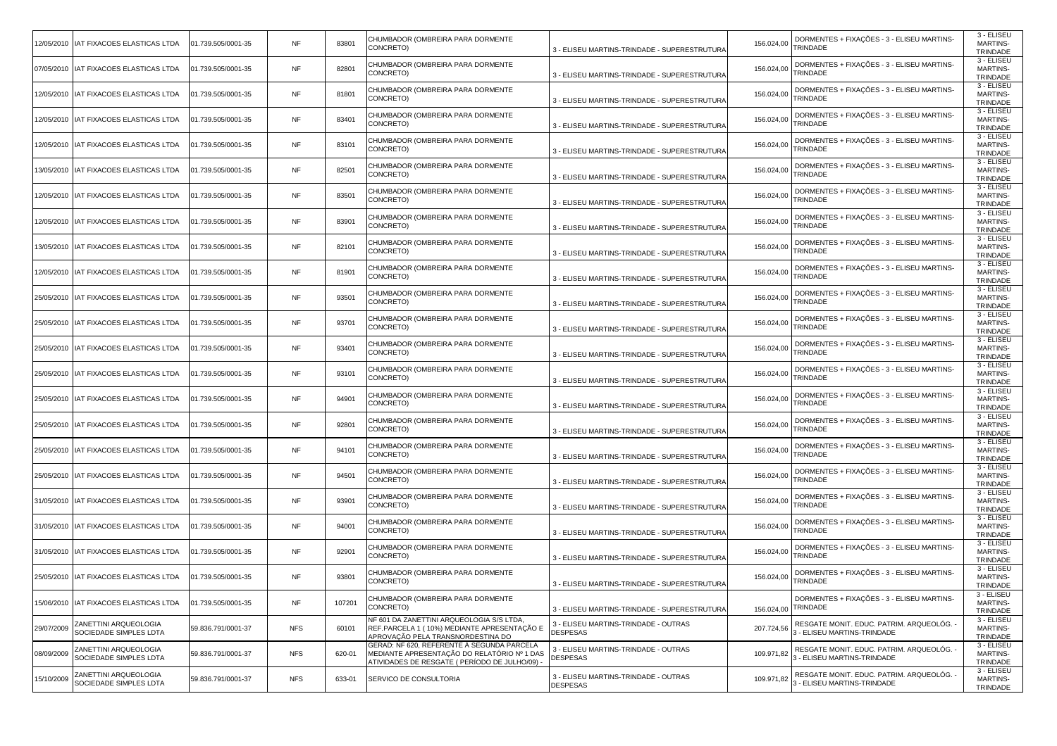| | | | | | | | | | |
|---|---|---|---|---|---|---|---|---|---|
| 12/05/2010 | IAT FIXACOES ELASTICAS LTDA | 01.739.505/0001-35 | NF | 83801 | CHUMBADOR (OMBREIRA PARA DORMENTE CONCRETO) | 3 - ELISEU MARTINS-TRINDADE - SUPERESTRUTURA | 156.024,00 | DORMENTES + FIXAÇÕES - 3 - ELISEU MARTINS-TRINDADE | 3 - ELISEU MARTINS-TRINDADE |
| 07/05/2010 | IAT FIXACOES ELASTICAS LTDA | 01.739.505/0001-35 | NF | 82801 | CHUMBADOR (OMBREIRA PARA DORMENTE CONCRETO) | 3 - ELISEU MARTINS-TRINDADE - SUPERESTRUTURA | 156.024,00 | DORMENTES + FIXAÇÕES - 3 - ELISEU MARTINS-TRINDADE | 3 - ELISEU MARTINS-TRINDADE |
| 12/05/2010 | IAT FIXACOES ELASTICAS LTDA | 01.739.505/0001-35 | NF | 81801 | CHUMBADOR (OMBREIRA PARA DORMENTE CONCRETO) | 3 - ELISEU MARTINS-TRINDADE - SUPERESTRUTURA | 156.024,00 | DORMENTES + FIXAÇÕES - 3 - ELISEU MARTINS-TRINDADE | 3 - ELISEU MARTINS-TRINDADE |
| 12/05/2010 | IAT FIXACOES ELASTICAS LTDA | 01.739.505/0001-35 | NF | 83401 | CHUMBADOR (OMBREIRA PARA DORMENTE CONCRETO) | 3 - ELISEU MARTINS-TRINDADE - SUPERESTRUTURA | 156.024,00 | DORMENTES + FIXAÇÕES - 3 - ELISEU MARTINS-TRINDADE | 3 - ELISEU MARTINS-TRINDADE |
| 12/05/2010 | IAT FIXACOES ELASTICAS LTDA | 01.739.505/0001-35 | NF | 83101 | CHUMBADOR (OMBREIRA PARA DORMENTE CONCRETO) | 3 - ELISEU MARTINS-TRINDADE - SUPERESTRUTURA | 156.024,00 | DORMENTES + FIXAÇÕES - 3 - ELISEU MARTINS-TRINDADE | 3 - ELISEU MARTINS-TRINDADE |
| 13/05/2010 | IAT FIXACOES ELASTICAS LTDA | 01.739.505/0001-35 | NF | 82501 | CHUMBADOR (OMBREIRA PARA DORMENTE CONCRETO) | 3 - ELISEU MARTINS-TRINDADE - SUPERESTRUTURA | 156.024,00 | DORMENTES + FIXAÇÕES - 3 - ELISEU MARTINS-TRINDADE | 3 - ELISEU MARTINS-TRINDADE |
| 12/05/2010 | IAT FIXACOES ELASTICAS LTDA | 01.739.505/0001-35 | NF | 83501 | CHUMBADOR (OMBREIRA PARA DORMENTE CONCRETO) | 3 - ELISEU MARTINS-TRINDADE - SUPERESTRUTURA | 156.024,00 | DORMENTES + FIXAÇÕES - 3 - ELISEU MARTINS-TRINDADE | 3 - ELISEU MARTINS-TRINDADE |
| 12/05/2010 | IAT FIXACOES ELASTICAS LTDA | 01.739.505/0001-35 | NF | 83901 | CHUMBADOR (OMBREIRA PARA DORMENTE CONCRETO) | 3 - ELISEU MARTINS-TRINDADE - SUPERESTRUTURA | 156.024,00 | DORMENTES + FIXAÇÕES - 3 - ELISEU MARTINS-TRINDADE | 3 - ELISEU MARTINS-TRINDADE |
| 13/05/2010 | IAT FIXACOES ELASTICAS LTDA | 01.739.505/0001-35 | NF | 82101 | CHUMBADOR (OMBREIRA PARA DORMENTE CONCRETO) | 3 - ELISEU MARTINS-TRINDADE - SUPERESTRUTURA | 156.024,00 | DORMENTES + FIXAÇÕES - 3 - ELISEU MARTINS-TRINDADE | 3 - ELISEU MARTINS-TRINDADE |
| 12/05/2010 | IAT FIXACOES ELASTICAS LTDA | 01.739.505/0001-35 | NF | 81901 | CHUMBADOR (OMBREIRA PARA DORMENTE CONCRETO) | 3 - ELISEU MARTINS-TRINDADE - SUPERESTRUTURA | 156.024,00 | DORMENTES + FIXAÇÕES - 3 - ELISEU MARTINS-TRINDADE | 3 - ELISEU MARTINS-TRINDADE |
| 25/05/2010 | IAT FIXACOES ELASTICAS LTDA | 01.739.505/0001-35 | NF | 93501 | CHUMBADOR (OMBREIRA PARA DORMENTE CONCRETO) | 3 - ELISEU MARTINS-TRINDADE - SUPERESTRUTURA | 156.024,00 | DORMENTES + FIXAÇÕES - 3 - ELISEU MARTINS-TRINDADE | 3 - ELISEU MARTINS-TRINDADE |
| 25/05/2010 | IAT FIXACOES ELASTICAS LTDA | 01.739.505/0001-35 | NF | 93701 | CHUMBADOR (OMBREIRA PARA DORMENTE CONCRETO) | 3 - ELISEU MARTINS-TRINDADE - SUPERESTRUTURA | 156.024,00 | DORMENTES + FIXAÇÕES - 3 - ELISEU MARTINS-TRINDADE | 3 - ELISEU MARTINS-TRINDADE |
| 25/05/2010 | IAT FIXACOES ELASTICAS LTDA | 01.739.505/0001-35 | NF | 93401 | CHUMBADOR (OMBREIRA PARA DORMENTE CONCRETO) | 3 - ELISEU MARTINS-TRINDADE - SUPERESTRUTURA | 156.024,00 | DORMENTES + FIXAÇÕES - 3 - ELISEU MARTINS-TRINDADE | 3 - ELISEU MARTINS-TRINDADE |
| 25/05/2010 | IAT FIXACOES ELASTICAS LTDA | 01.739.505/0001-35 | NF | 93101 | CHUMBADOR (OMBREIRA PARA DORMENTE CONCRETO) | 3 - ELISEU MARTINS-TRINDADE - SUPERESTRUTURA | 156.024,00 | DORMENTES + FIXAÇÕES - 3 - ELISEU MARTINS-TRINDADE | 3 - ELISEU MARTINS-TRINDADE |
| 25/05/2010 | IAT FIXACOES ELASTICAS LTDA | 01.739.505/0001-35 | NF | 94901 | CHUMBADOR (OMBREIRA PARA DORMENTE CONCRETO) | 3 - ELISEU MARTINS-TRINDADE - SUPERESTRUTURA | 156.024,00 | DORMENTES + FIXAÇÕES - 3 - ELISEU MARTINS-TRINDADE | 3 - ELISEU MARTINS-TRINDADE |
| 25/05/2010 | IAT FIXACOES ELASTICAS LTDA | 01.739.505/0001-35 | NF | 92801 | CHUMBADOR (OMBREIRA PARA DORMENTE CONCRETO) | 3 - ELISEU MARTINS-TRINDADE - SUPERESTRUTURA | 156.024,00 | DORMENTES + FIXAÇÕES - 3 - ELISEU MARTINS-TRINDADE | 3 - ELISEU MARTINS-TRINDADE |
| 25/05/2010 | IAT FIXACOES ELASTICAS LTDA | 01.739.505/0001-35 | NF | 94101 | CHUMBADOR (OMBREIRA PARA DORMENTE CONCRETO) | 3 - ELISEU MARTINS-TRINDADE - SUPERESTRUTURA | 156.024,00 | DORMENTES + FIXAÇÕES - 3 - ELISEU MARTINS-TRINDADE | 3 - ELISEU MARTINS-TRINDADE |
| 25/05/2010 | IAT FIXACOES ELASTICAS LTDA | 01.739.505/0001-35 | NF | 94501 | CHUMBADOR (OMBREIRA PARA DORMENTE CONCRETO) | 3 - ELISEU MARTINS-TRINDADE - SUPERESTRUTURA | 156.024,00 | DORMENTES + FIXAÇÕES - 3 - ELISEU MARTINS-TRINDADE | 3 - ELISEU MARTINS-TRINDADE |
| 31/05/2010 | IAT FIXACOES ELASTICAS LTDA | 01.739.505/0001-35 | NF | 93901 | CHUMBADOR (OMBREIRA PARA DORMENTE CONCRETO) | 3 - ELISEU MARTINS-TRINDADE - SUPERESTRUTURA | 156.024,00 | DORMENTES + FIXAÇÕES - 3 - ELISEU MARTINS-TRINDADE | 3 - ELISEU MARTINS-TRINDADE |
| 31/05/2010 | IAT FIXACOES ELASTICAS LTDA | 01.739.505/0001-35 | NF | 94001 | CHUMBADOR (OMBREIRA PARA DORMENTE CONCRETO) | 3 - ELISEU MARTINS-TRINDADE - SUPERESTRUTURA | 156.024,00 | DORMENTES + FIXAÇÕES - 3 - ELISEU MARTINS-TRINDADE | 3 - ELISEU MARTINS-TRINDADE |
| 31/05/2010 | IAT FIXACOES ELASTICAS LTDA | 01.739.505/0001-35 | NF | 92901 | CHUMBADOR (OMBREIRA PARA DORMENTE CONCRETO) | 3 - ELISEU MARTINS-TRINDADE - SUPERESTRUTURA | 156.024,00 | DORMENTES + FIXAÇÕES - 3 - ELISEU MARTINS-TRINDADE | 3 - ELISEU MARTINS-TRINDADE |
| 25/05/2010 | IAT FIXACOES ELASTICAS LTDA | 01.739.505/0001-35 | NF | 93801 | CHUMBADOR (OMBREIRA PARA DORMENTE CONCRETO) | 3 - ELISEU MARTINS-TRINDADE - SUPERESTRUTURA | 156.024,00 | DORMENTES + FIXAÇÕES - 3 - ELISEU MARTINS-TRINDADE | 3 - ELISEU MARTINS-TRINDADE |
| 15/06/2010 | IAT FIXACOES ELASTICAS LTDA | 01.739.505/0001-35 | NF | 107201 | CHUMBADOR (OMBREIRA PARA DORMENTE CONCRETO) | 3 - ELISEU MARTINS-TRINDADE - SUPERESTRUTURA | 156.024,00 | DORMENTES + FIXAÇÕES - 3 - ELISEU MARTINS-TRINDADE | 3 - ELISEU MARTINS-TRINDADE |
| 29/07/2009 | ZANETTINI ARQUEOLOGIA SOCIEDADE SIMPLES LTDA | 59.836.791/0001-37 | NFS | 60101 | NF 601 DA ZANETTINI ARQUEOLOGIA S/S LTDA, REF.PARCELA 1 ( 10%) MEDIANTE APRESENTAÇÃO E APROVAÇÃO PELA TRANSNORDESTINA DO | 3 - ELISEU MARTINS-TRINDADE - OUTRAS DESPESAS | 207.724,56 | RESGATE MONIT. EDUC. PATRIM. ARQUEOLÓG. - 3 - ELISEU MARTINS-TRINDADE | 3 - ELISEU MARTINS-TRINDADE |
| 08/09/2009 | ZANETTINI ARQUEOLOGIA SOCIEDADE SIMPLES LTDA | 59.836.791/0001-37 | NFS | 620-01 | GERAD: NF 620, REFERENTE À SEGUNDA PARCELA MEDIANTE APRESENTAÇÃO DO RELATÓRIO Nº 1 DAS ATIVIDADES DE RESGATE ( PERÍODO DE JULHO/09) - | 3 - ELISEU MARTINS-TRINDADE - OUTRAS DESPESAS | 109.971,82 | RESGATE MONIT. EDUC. PATRIM. ARQUEOLÓG. - 3 - ELISEU MARTINS-TRINDADE | 3 - ELISEU MARTINS-TRINDADE |
| 15/10/2009 | ZANETTINI ARQUEOLOGIA SOCIEDADE SIMPLES LTDA | 59.836.791/0001-37 | NFS | 633-01 | SERVICO DE CONSULTORIA | 3 - ELISEU MARTINS-TRINDADE - OUTRAS DESPESAS | 109.971,82 | RESGATE MONIT. EDUC. PATRIM. ARQUEOLÓG. - 3 - ELISEU MARTINS-TRINDADE | 3 - ELISEU MARTINS-TRINDADE |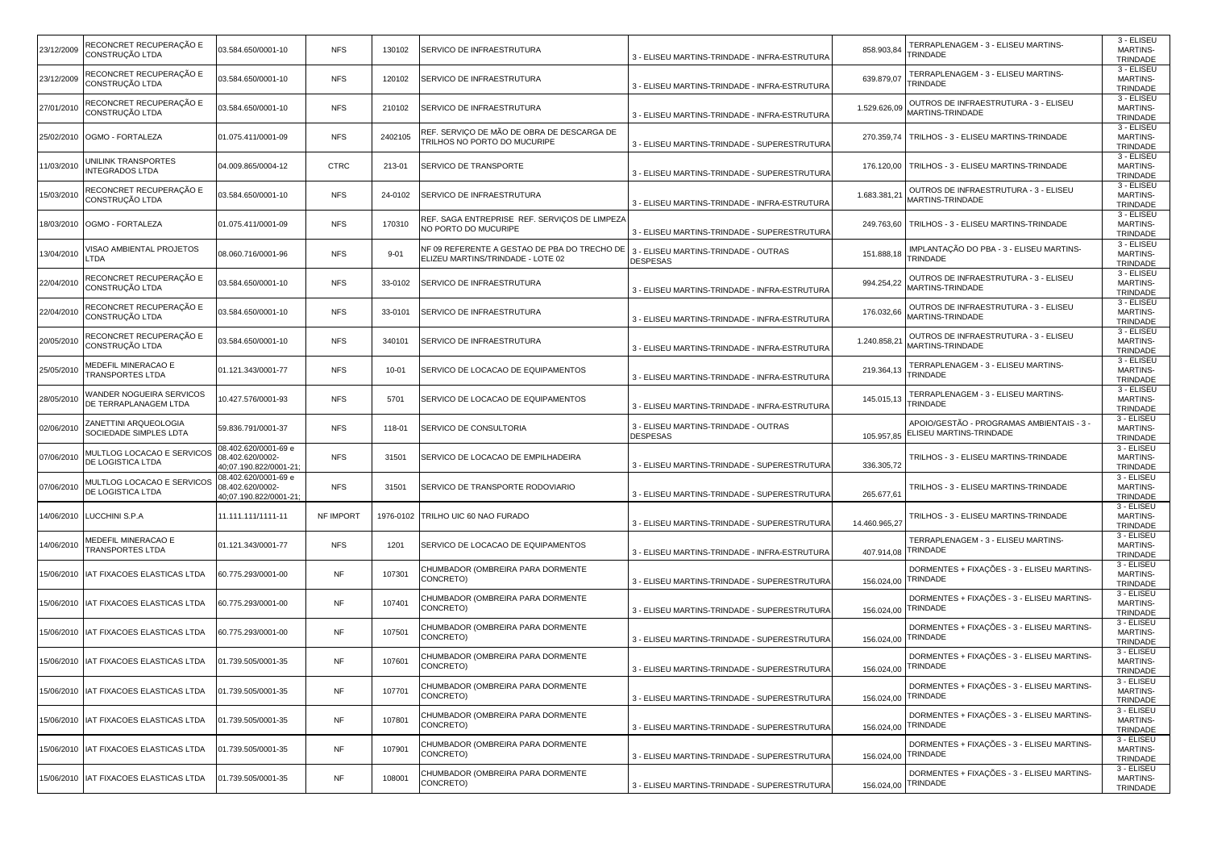| | | | | | | | | | |
|---|---|---|---|---|---|---|---|---|---|
| 23/12/2009 | RECONCRET RECUPERAÇÃO E CONSTRUÇÃO LTDA | 03.584.650/0001-10 | NFS | 130102 | SERVICO DE INFRAESTRUTURA | 3 - ELISEU MARTINS-TRINDADE - INFRA-ESTRUTURA | 858.903,84 | TERRAPLENAGEM - 3 - ELISEU MARTINS-TRINDADE | 3 - ELISEU MARTINS-TRINDADE |
| 23/12/2009 | RECONCRET RECUPERAÇÃO E CONSTRUÇÃO LTDA | 03.584.650/0001-10 | NFS | 120102 | SERVICO DE INFRAESTRUTURA | 3 - ELISEU MARTINS-TRINDADE - INFRA-ESTRUTURA | 639.879,07 | TERRAPLENAGEM - 3 - ELISEU MARTINS-TRINDADE | 3 - ELISEU MARTINS-TRINDADE |
| 27/01/2010 | RECONCRET RECUPERAÇÃO E CONSTRUÇÃO LTDA | 03.584.650/0001-10 | NFS | 210102 | SERVICO DE INFRAESTRUTURA | 3 - ELISEU MARTINS-TRINDADE - INFRA-ESTRUTURA | 1.529.626,09 | OUTROS DE INFRAESTRUTURA - 3 - ELISEU MARTINS-TRINDADE | 3 - ELISEU MARTINS-TRINDADE |
| 25/02/2010 | OGMO - FORTALEZA | 01.075.411/0001-09 | NFS | 2402105 | REF. SERVIÇO DE MÃO DE OBRA DE DESCARGA DE TRILHOS NO PORTO DO MUCURIPE | 3 - ELISEU MARTINS-TRINDADE - SUPERESTRUTURA | 270.359,74 | TRILHOS - 3 - ELISEU MARTINS-TRINDADE | 3 - ELISEU MARTINS-TRINDADE |
| 11/03/2010 | UNILINK TRANSPORTES INTEGRADOS LTDA | 04.009.865/0004-12 | CTRC | 213-01 | SERVICO DE TRANSPORTE | 3 - ELISEU MARTINS-TRINDADE - SUPERESTRUTURA | 176.120,00 | TRILHOS - 3 - ELISEU MARTINS-TRINDADE | 3 - ELISEU MARTINS-TRINDADE |
| 15/03/2010 | RECONCRET RECUPERAÇÃO E CONSTRUÇÃO LTDA | 03.584.650/0001-10 | NFS | 24-0102 | SERVICO DE INFRAESTRUTURA | 3 - ELISEU MARTINS-TRINDADE - INFRA-ESTRUTURA | 1.683.381,21 | OUTROS DE INFRAESTRUTURA - 3 - ELISEU MARTINS-TRINDADE | 3 - ELISEU MARTINS-TRINDADE |
| 18/03/2010 | OGMO - FORTALEZA | 01.075.411/0001-09 | NFS | 170310 | REF. SAGA ENTREPRISE REF. SERVIÇOS DE LIMPEZA NO PORTO DO MUCURIPE | 3 - ELISEU MARTINS-TRINDADE - SUPERESTRUTURA | 249.763,60 | TRILHOS - 3 - ELISEU MARTINS-TRINDADE | 3 - ELISEU MARTINS-TRINDADE |
| 13/04/2010 | VISAO AMBIENTAL PROJETOS LTDA | 08.060.716/0001-96 | NFS | 9-01 | NF 09 REFERENTE A GESTAO DE PBA DO TRECHO DE ELIZEU MARTINS/TRINDADE - LOTE 02 | 3 - ELISEU MARTINS-TRINDADE - OUTRAS DESPESAS | 151.888,18 | IMPLANTAÇÃO DO PBA - 3 - ELISEU MARTINS-TRINDADE | 3 - ELISEU MARTINS-TRINDADE |
| 22/04/2010 | RECONCRET RECUPERAÇÃO E CONSTRUÇÃO LTDA | 03.584.650/0001-10 | NFS | 33-0102 | SERVICO DE INFRAESTRUTURA | 3 - ELISEU MARTINS-TRINDADE - INFRA-ESTRUTURA | 994.254,22 | OUTROS DE INFRAESTRUTURA - 3 - ELISEU MARTINS-TRINDADE | 3 - ELISEU MARTINS-TRINDADE |
| 22/04/2010 | RECONCRET RECUPERAÇÃO E CONSTRUÇÃO LTDA | 03.584.650/0001-10 | NFS | 33-0101 | SERVICO DE INFRAESTRUTURA | 3 - ELISEU MARTINS-TRINDADE - INFRA-ESTRUTURA | 176.032,66 | OUTROS DE INFRAESTRUTURA - 3 - ELISEU MARTINS-TRINDADE | 3 - ELISEU MARTINS-TRINDADE |
| 20/05/2010 | RECONCRET RECUPERAÇÃO E CONSTRUÇÃO LTDA | 03.584.650/0001-10 | NFS | 340101 | SERVICO DE INFRAESTRUTURA | 3 - ELISEU MARTINS-TRINDADE - INFRA-ESTRUTURA | 1.240.858,21 | OUTROS DE INFRAESTRUTURA - 3 - ELISEU MARTINS-TRINDADE | 3 - ELISEU MARTINS-TRINDADE |
| 25/05/2010 | MEDEFIL MINERACAO E TRANSPORTES LTDA | 01.121.343/0001-77 | NFS | 10-01 | SERVICO DE LOCACAO DE EQUIPAMENTOS | 3 - ELISEU MARTINS-TRINDADE - INFRA-ESTRUTURA | 219.364,13 | TERRAPLENAGEM - 3 - ELISEU MARTINS-TRINDADE | 3 - ELISEU MARTINS-TRINDADE |
| 28/05/2010 | WANDER NOGUEIRA SERVICOS DE TERRAPLANAGEM LTDA | 10.427.576/0001-93 | NFS | 5701 | SERVICO DE LOCACAO DE EQUIPAMENTOS | 3 - ELISEU MARTINS-TRINDADE - INFRA-ESTRUTURA | 145.015,13 | TERRAPLENAGEM - 3 - ELISEU MARTINS-TRINDADE | 3 - ELISEU MARTINS-TRINDADE |
| 02/06/2010 | ZANETTINI ARQUEOLOGIA SOCIEDADE SIMPLES LDTA | 59.836.791/0001-37 | NFS | 118-01 | SERVICO DE CONSULTORIA | 3 - ELISEU MARTINS-TRINDADE - OUTRAS DESPESAS | 105.957,85 | APOIO/GESTÃO - PROGRAMAS AMBIENTAIS - 3 - ELISEU MARTINS-TRINDADE | 3 - ELISEU MARTINS-TRINDADE |
| 07/06/2010 | MULTLOG LOCACAO E SERVICOS DE LOGISTICA LTDA | 08.402.620/0001-69 e 08.402.620/0002-40;07.190.822/0001-21; | NFS | 31501 | SERVICO DE LOCACAO DE EMPILHADEIRA | 3 - ELISEU MARTINS-TRINDADE - SUPERESTRUTURA | 336.305,72 | TRILHOS - 3 - ELISEU MARTINS-TRINDADE | 3 - ELISEU MARTINS-TRINDADE |
| 07/06/2010 | MULTLOG LOCACAO E SERVICOS DE LOGISTICA LTDA | 08.402.620/0001-69 e 08.402.620/0002-40;07.190.822/0001-21; | NFS | 31501 | SERVICO DE TRANSPORTE RODOVIARIO | 3 - ELISEU MARTINS-TRINDADE - SUPERESTRUTURA | 265.677,61 | TRILHOS - 3 - ELISEU MARTINS-TRINDADE | 3 - ELISEU MARTINS-TRINDADE |
| 14/06/2010 | LUCCHINI S.P.A | 11.111.111/1111-11 | NF IMPORT | 1976-0102 | TRILHO UIC 60 NAO FURADO | 3 - ELISEU MARTINS-TRINDADE - SUPERESTRUTURA | 14.460.965,27 | TRILHOS - 3 - ELISEU MARTINS-TRINDADE | 3 - ELISEU MARTINS-TRINDADE |
| 14/06/2010 | MEDEFIL MINERACAO E TRANSPORTES LTDA | 01.121.343/0001-77 | NFS | 1201 | SERVICO DE LOCACAO DE EQUIPAMENTOS | 3 - ELISEU MARTINS-TRINDADE - INFRA-ESTRUTURA | 407.914,08 | TERRAPLENAGEM - 3 - ELISEU MARTINS-TRINDADE | 3 - ELISEU MARTINS-TRINDADE |
| 15/06/2010 | IAT FIXACOES ELASTICAS LTDA | 60.775.293/0001-00 | NF | 107301 | CHUMBADOR (OMBREIRA PARA DORMENTE CONCRETO) | 3 - ELISEU MARTINS-TRINDADE - SUPERESTRUTURA | 156.024,00 | DORMENTES + FIXAÇÕES - 3 - ELISEU MARTINS-TRINDADE | 3 - ELISEU MARTINS-TRINDADE |
| 15/06/2010 | IAT FIXACOES ELASTICAS LTDA | 60.775.293/0001-00 | NF | 107401 | CHUMBADOR (OMBREIRA PARA DORMENTE CONCRETO) | 3 - ELISEU MARTINS-TRINDADE - SUPERESTRUTURA | 156.024,00 | DORMENTES + FIXAÇÕES - 3 - ELISEU MARTINS-TRINDADE | 3 - ELISEU MARTINS-TRINDADE |
| 15/06/2010 | IAT FIXACOES ELASTICAS LTDA | 60.775.293/0001-00 | NF | 107501 | CHUMBADOR (OMBREIRA PARA DORMENTE CONCRETO) | 3 - ELISEU MARTINS-TRINDADE - SUPERESTRUTURA | 156.024,00 | DORMENTES + FIXAÇÕES - 3 - ELISEU MARTINS-TRINDADE | 3 - ELISEU MARTINS-TRINDADE |
| 15/06/2010 | IAT FIXACOES ELASTICAS LTDA | 01.739.505/0001-35 | NF | 107601 | CHUMBADOR (OMBREIRA PARA DORMENTE CONCRETO) | 3 - ELISEU MARTINS-TRINDADE - SUPERESTRUTURA | 156.024,00 | DORMENTES + FIXAÇÕES - 3 - ELISEU MARTINS-TRINDADE | 3 - ELISEU MARTINS-TRINDADE |
| 15/06/2010 | IAT FIXACOES ELASTICAS LTDA | 01.739.505/0001-35 | NF | 107701 | CHUMBADOR (OMBREIRA PARA DORMENTE CONCRETO) | 3 - ELISEU MARTINS-TRINDADE - SUPERESTRUTURA | 156.024,00 | DORMENTES + FIXAÇÕES - 3 - ELISEU MARTINS-TRINDADE | 3 - ELISEU MARTINS-TRINDADE |
| 15/06/2010 | IAT FIXACOES ELASTICAS LTDA | 01.739.505/0001-35 | NF | 107801 | CHUMBADOR (OMBREIRA PARA DORMENTE CONCRETO) | 3 - ELISEU MARTINS-TRINDADE - SUPERESTRUTURA | 156.024,00 | DORMENTES + FIXAÇÕES - 3 - ELISEU MARTINS-TRINDADE | 3 - ELISEU MARTINS-TRINDADE |
| 15/06/2010 | IAT FIXACOES ELASTICAS LTDA | 01.739.505/0001-35 | NF | 107901 | CHUMBADOR (OMBREIRA PARA DORMENTE CONCRETO) | 3 - ELISEU MARTINS-TRINDADE - SUPERESTRUTURA | 156.024,00 | DORMENTES + FIXAÇÕES - 3 - ELISEU MARTINS-TRINDADE | 3 - ELISEU MARTINS-TRINDADE |
| 15/06/2010 | IAT FIXACOES ELASTICAS LTDA | 01.739.505/0001-35 | NF | 108001 | CHUMBADOR (OMBREIRA PARA DORMENTE CONCRETO) | 3 - ELISEU MARTINS-TRINDADE - SUPERESTRUTURA | 156.024,00 | DORMENTES + FIXAÇÕES - 3 - ELISEU MARTINS-TRINDADE | 3 - ELISEU MARTINS-TRINDADE |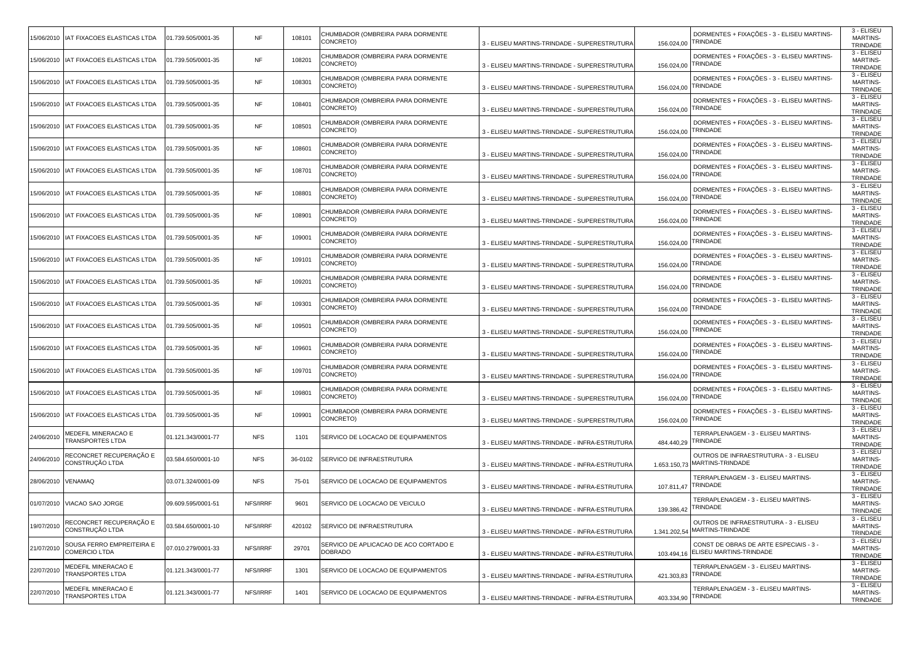| | | | | | | | | | |
|---|---|---|---|---|---|---|---|---|---|
| 15/06/2010 | IAT FIXACOES ELASTICAS LTDA | 01.739.505/0001-35 | NF | 108101 | CHUMBADOR (OMBREIRA PARA DORMENTE CONCRETO) | 3 - ELISEU MARTINS-TRINDADE - SUPERESTRUTURA | 156.024,00 | DORMENTES + FIXAÇÕES - 3 - ELISEU MARTINS-TRINDADE | 3 - ELISEU MARTINS-TRINDADE |
| 15/06/2010 | IAT FIXACOES ELASTICAS LTDA | 01.739.505/0001-35 | NF | 108201 | CHUMBADOR (OMBREIRA PARA DORMENTE CONCRETO) | 3 - ELISEU MARTINS-TRINDADE - SUPERESTRUTURA | 156.024,00 | DORMENTES + FIXAÇÕES - 3 - ELISEU MARTINS-TRINDADE | 3 - ELISEU MARTINS-TRINDADE |
| 15/06/2010 | IAT FIXACOES ELASTICAS LTDA | 01.739.505/0001-35 | NF | 108301 | CHUMBADOR (OMBREIRA PARA DORMENTE CONCRETO) | 3 - ELISEU MARTINS-TRINDADE - SUPERESTRUTURA | 156.024,00 | DORMENTES + FIXAÇÕES - 3 - ELISEU MARTINS-TRINDADE | 3 - ELISEU MARTINS-TRINDADE |
| 15/06/2010 | IAT FIXACOES ELASTICAS LTDA | 01.739.505/0001-35 | NF | 108401 | CHUMBADOR (OMBREIRA PARA DORMENTE CONCRETO) | 3 - ELISEU MARTINS-TRINDADE - SUPERESTRUTURA | 156.024,00 | DORMENTES + FIXAÇÕES - 3 - ELISEU MARTINS-TRINDADE | 3 - ELISEU MARTINS-TRINDADE |
| 15/06/2010 | IAT FIXACOES ELASTICAS LTDA | 01.739.505/0001-35 | NF | 108501 | CHUMBADOR (OMBREIRA PARA DORMENTE CONCRETO) | 3 - ELISEU MARTINS-TRINDADE - SUPERESTRUTURA | 156.024,00 | DORMENTES + FIXAÇÕES - 3 - ELISEU MARTINS-TRINDADE | 3 - ELISEU MARTINS-TRINDADE |
| 15/06/2010 | IAT FIXACOES ELASTICAS LTDA | 01.739.505/0001-35 | NF | 108601 | CHUMBADOR (OMBREIRA PARA DORMENTE CONCRETO) | 3 - ELISEU MARTINS-TRINDADE - SUPERESTRUTURA | 156.024,00 | DORMENTES + FIXAÇÕES - 3 - ELISEU MARTINS-TRINDADE | 3 - ELISEU MARTINS-TRINDADE |
| 15/06/2010 | IAT FIXACOES ELASTICAS LTDA | 01.739.505/0001-35 | NF | 108701 | CHUMBADOR (OMBREIRA PARA DORMENTE CONCRETO) | 3 - ELISEU MARTINS-TRINDADE - SUPERESTRUTURA | 156.024,00 | DORMENTES + FIXAÇÕES - 3 - ELISEU MARTINS-TRINDADE | 3 - ELISEU MARTINS-TRINDADE |
| 15/06/2010 | IAT FIXACOES ELASTICAS LTDA | 01.739.505/0001-35 | NF | 108801 | CHUMBADOR (OMBREIRA PARA DORMENTE CONCRETO) | 3 - ELISEU MARTINS-TRINDADE - SUPERESTRUTURA | 156.024,00 | DORMENTES + FIXAÇÕES - 3 - ELISEU MARTINS-TRINDADE | 3 - ELISEU MARTINS-TRINDADE |
| 15/06/2010 | IAT FIXACOES ELASTICAS LTDA | 01.739.505/0001-35 | NF | 108901 | CHUMBADOR (OMBREIRA PARA DORMENTE CONCRETO) | 3 - ELISEU MARTINS-TRINDADE - SUPERESTRUTURA | 156.024,00 | DORMENTES + FIXAÇÕES - 3 - ELISEU MARTINS-TRINDADE | 3 - ELISEU MARTINS-TRINDADE |
| 15/06/2010 | IAT FIXACOES ELASTICAS LTDA | 01.739.505/0001-35 | NF | 109001 | CHUMBADOR (OMBREIRA PARA DORMENTE CONCRETO) | 3 - ELISEU MARTINS-TRINDADE - SUPERESTRUTURA | 156.024,00 | DORMENTES + FIXAÇÕES - 3 - ELISEU MARTINS-TRINDADE | 3 - ELISEU MARTINS-TRINDADE |
| 15/06/2010 | IAT FIXACOES ELASTICAS LTDA | 01.739.505/0001-35 | NF | 109101 | CHUMBADOR (OMBREIRA PARA DORMENTE CONCRETO) | 3 - ELISEU MARTINS-TRINDADE - SUPERESTRUTURA | 156.024,00 | DORMENTES + FIXAÇÕES - 3 - ELISEU MARTINS-TRINDADE | 3 - ELISEU MARTINS-TRINDADE |
| 15/06/2010 | IAT FIXACOES ELASTICAS LTDA | 01.739.505/0001-35 | NF | 109201 | CHUMBADOR (OMBREIRA PARA DORMENTE CONCRETO) | 3 - ELISEU MARTINS-TRINDADE - SUPERESTRUTURA | 156.024,00 | DORMENTES + FIXAÇÕES - 3 - ELISEU MARTINS-TRINDADE | 3 - ELISEU MARTINS-TRINDADE |
| 15/06/2010 | IAT FIXACOES ELASTICAS LTDA | 01.739.505/0001-35 | NF | 109301 | CHUMBADOR (OMBREIRA PARA DORMENTE CONCRETO) | 3 - ELISEU MARTINS-TRINDADE - SUPERESTRUTURA | 156.024,00 | DORMENTES + FIXAÇÕES - 3 - ELISEU MARTINS-TRINDADE | 3 - ELISEU MARTINS-TRINDADE |
| 15/06/2010 | IAT FIXACOES ELASTICAS LTDA | 01.739.505/0001-35 | NF | 109501 | CHUMBADOR (OMBREIRA PARA DORMENTE CONCRETO) | 3 - ELISEU MARTINS-TRINDADE - SUPERESTRUTURA | 156.024,00 | DORMENTES + FIXAÇÕES - 3 - ELISEU MARTINS-TRINDADE | 3 - ELISEU MARTINS-TRINDADE |
| 15/06/2010 | IAT FIXACOES ELASTICAS LTDA | 01.739.505/0001-35 | NF | 109601 | CHUMBADOR (OMBREIRA PARA DORMENTE CONCRETO) | 3 - ELISEU MARTINS-TRINDADE - SUPERESTRUTURA | 156.024,00 | DORMENTES + FIXAÇÕES - 3 - ELISEU MARTINS-TRINDADE | 3 - ELISEU MARTINS-TRINDADE |
| 15/06/2010 | IAT FIXACOES ELASTICAS LTDA | 01.739.505/0001-35 | NF | 109701 | CHUMBADOR (OMBREIRA PARA DORMENTE CONCRETO) | 3 - ELISEU MARTINS-TRINDADE - SUPERESTRUTURA | 156.024,00 | DORMENTES + FIXAÇÕES - 3 - ELISEU MARTINS-TRINDADE | 3 - ELISEU MARTINS-TRINDADE |
| 15/06/2010 | IAT FIXACOES ELASTICAS LTDA | 01.739.505/0001-35 | NF | 109801 | CHUMBADOR (OMBREIRA PARA DORMENTE CONCRETO) | 3 - ELISEU MARTINS-TRINDADE - SUPERESTRUTURA | 156.024,00 | DORMENTES + FIXAÇÕES - 3 - ELISEU MARTINS-TRINDADE | 3 - ELISEU MARTINS-TRINDADE |
| 15/06/2010 | IAT FIXACOES ELASTICAS LTDA | 01.739.505/0001-35 | NF | 109901 | CHUMBADOR (OMBREIRA PARA DORMENTE CONCRETO) | 3 - ELISEU MARTINS-TRINDADE - SUPERESTRUTURA | 156.024,00 | DORMENTES + FIXAÇÕES - 3 - ELISEU MARTINS-TRINDADE | 3 - ELISEU MARTINS-TRINDADE |
| 24/06/2010 | MEDEFIL MINERACAO E TRANSPORTES LTDA | 01.121.343/0001-77 | NFS | 1101 | SERVICO DE LOCACAO DE EQUIPAMENTOS | 3 - ELISEU MARTINS-TRINDADE - INFRA-ESTRUTURA | 484.440,29 | TERRAPLENAGEM - 3 - ELISEU MARTINS-TRINDADE | 3 - ELISEU MARTINS-TRINDADE |
| 24/06/2010 | RECONCRET RECUPERAÇÃO E CONSTRUÇÃO LTDA | 03.584.650/0001-10 | NFS | 36-0102 | SERVICO DE INFRAESTRUTURA | 3 - ELISEU MARTINS-TRINDADE - INFRA-ESTRUTURA | 1.653.150,73 | OUTROS DE INFRAESTRUTURA - 3 - ELISEU MARTINS-TRINDADE | 3 - ELISEU MARTINS-TRINDADE |
| 28/06/2010 | VENAMAQ | 03.071.324/0001-09 | NFS | 75-01 | SERVICO DE LOCACAO DE EQUIPAMENTOS | 3 - ELISEU MARTINS-TRINDADE - INFRA-ESTRUTURA | 107.811,47 | TERRAPLENAGEM - 3 - ELISEU MARTINS-TRINDADE | 3 - ELISEU MARTINS-TRINDADE |
| 01/07/2010 | VIACAO SAO JORGE | 09.609.595/0001-51 | NFS/IRRF | 9601 | SERVICO DE LOCACAO DE VEICULO | 3 - ELISEU MARTINS-TRINDADE - INFRA-ESTRUTURA | 139.386,42 | TERRAPLENAGEM - 3 - ELISEU MARTINS-TRINDADE | 3 - ELISEU MARTINS-TRINDADE |
| 19/07/2010 | RECONCRET RECUPERAÇÃO E CONSTRUÇÃO LTDA | 03.584.650/0001-10 | NFS/IRRF | 420102 | SERVICO DE INFRAESTRUTURA | 3 - ELISEU MARTINS-TRINDADE - INFRA-ESTRUTURA | 1.341.202,54 | OUTROS DE INFRAESTRUTURA - 3 - ELISEU MARTINS-TRINDADE | 3 - ELISEU MARTINS-TRINDADE |
| 21/07/2010 | SOUSA FERRO EMPREITEIRA E COMERCIO LTDA | 07.010.279/0001-33 | NFS/IRRF | 29701 | SERVICO DE APLICACAO DE ACO CORTADO E DOBRADO | 3 - ELISEU MARTINS-TRINDADE - INFRA-ESTRUTURA | 103.494,16 | CONST DE OBRAS DE ARTE ESPECIAIS - 3 - ELISEU MARTINS-TRINDADE | 3 - ELISEU MARTINS-TRINDADE |
| 22/07/2010 | MEDEFIL MINERACAO E TRANSPORTES LTDA | 01.121.343/0001-77 | NFS/IRRF | 1301 | SERVICO DE LOCACAO DE EQUIPAMENTOS | 3 - ELISEU MARTINS-TRINDADE - INFRA-ESTRUTURA | 421.303,83 | TERRAPLENAGEM - 3 - ELISEU MARTINS-TRINDADE | 3 - ELISEU MARTINS-TRINDADE |
| 22/07/2010 | MEDEFIL MINERACAO E TRANSPORTES LTDA | 01.121.343/0001-77 | NFS/IRRF | 1401 | SERVICO DE LOCACAO DE EQUIPAMENTOS | 3 - ELISEU MARTINS-TRINDADE - INFRA-ESTRUTURA | 403.334,90 | TERRAPLENAGEM - 3 - ELISEU MARTINS-TRINDADE | 3 - ELISEU MARTINS-TRINDADE |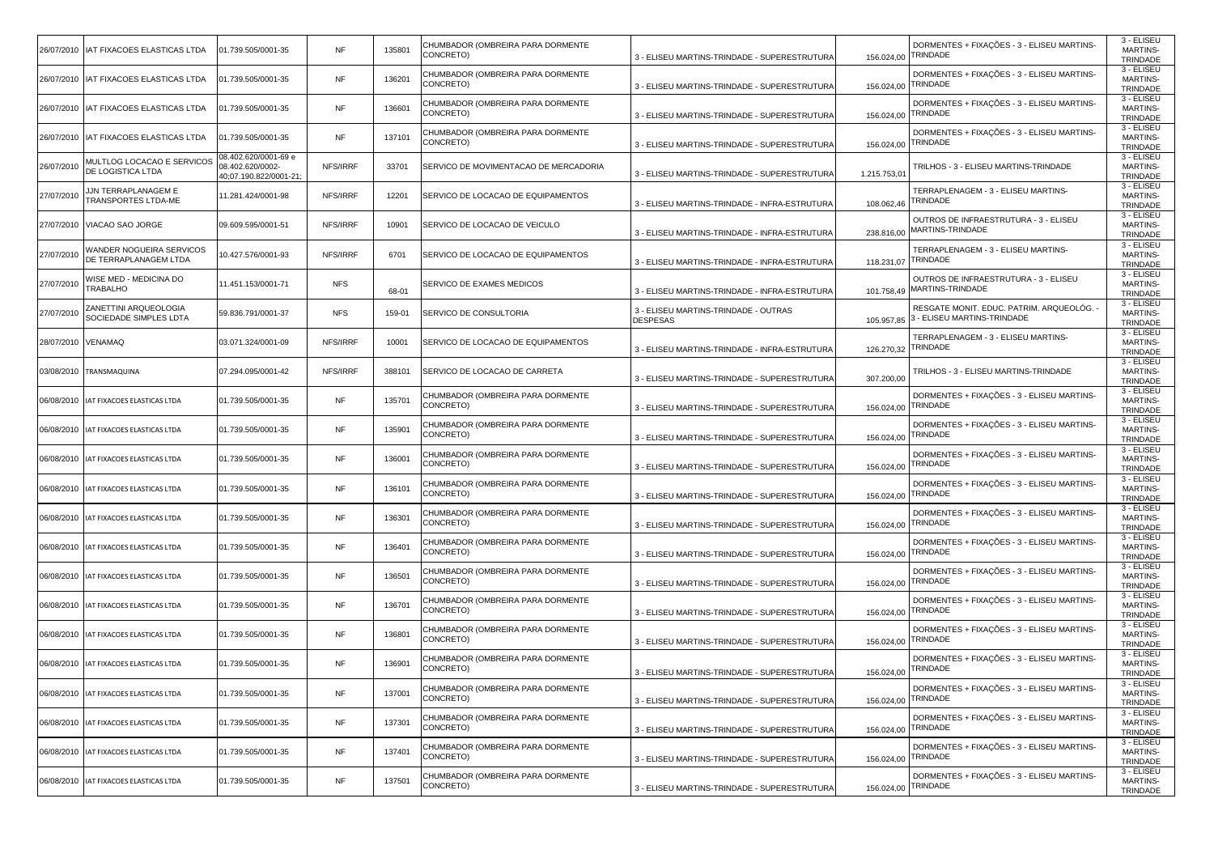| | | | | | | | | | |
|---|---|---|---|---|---|---|---|---|---|
| 26/07/2010 | IAT FIXACOES ELASTICAS LTDA | 01.739.505/0001-35 | NF | 135801 | CHUMBADOR (OMBREIRA PARA DORMENTE CONCRETO) | 3 - ELISEU MARTINS-TRINDADE - SUPERESTRUTURA | 156.024,00 | DORMENTES + FIXAÇÕES - 3 - ELISEU MARTINS-TRINDADE | 3 - ELISEU MARTINS-TRINDADE |
| 26/07/2010 | IAT FIXACOES ELASTICAS LTDA | 01.739.505/0001-35 | NF | 136201 | CHUMBADOR (OMBREIRA PARA DORMENTE CONCRETO) | 3 - ELISEU MARTINS-TRINDADE - SUPERESTRUTURA | 156.024,00 | DORMENTES + FIXAÇÕES - 3 - ELISEU MARTINS-TRINDADE | 3 - ELISEU MARTINS-TRINDADE |
| 26/07/2010 | IAT FIXACOES ELASTICAS LTDA | 01.739.505/0001-35 | NF | 136601 | CHUMBADOR (OMBREIRA PARA DORMENTE CONCRETO) | 3 - ELISEU MARTINS-TRINDADE - SUPERESTRUTURA | 156.024,00 | DORMENTES + FIXAÇÕES - 3 - ELISEU MARTINS-TRINDADE | 3 - ELISEU MARTINS-TRINDADE |
| 26/07/2010 | IAT FIXACOES ELASTICAS LTDA | 01.739.505/0001-35 | NF | 137101 | CHUMBADOR (OMBREIRA PARA DORMENTE CONCRETO) | 3 - ELISEU MARTINS-TRINDADE - SUPERESTRUTURA | 156.024,00 | DORMENTES + FIXAÇÕES - 3 - ELISEU MARTINS-TRINDADE | 3 - ELISEU MARTINS-TRINDADE |
| 26/07/2010 | MULTLOG LOCACAO E SERVICOS DE LOGISTICA LTDA | 08.402.620/0001-69 e 08.402.620/0002-40;07.190.822/0001-21; | NFS/IRRF | 33701 | SERVICO DE MOVIMENTACAO DE MERCADORIA | 3 - ELISEU MARTINS-TRINDADE - SUPERESTRUTURA | 1.215.753,01 | TRILHOS - 3 - ELISEU MARTINS-TRINDADE | 3 - ELISEU MARTINS-TRINDADE |
| 27/07/2010 | JJN TERRAPLANAGEM E TRANSPORTES LTDA-ME | 11.281.424/0001-98 | NFS/IRRF | 12201 | SERVICO DE LOCACAO DE EQUIPAMENTOS | 3 - ELISEU MARTINS-TRINDADE - INFRA-ESTRUTURA | 108.062,46 | TERRAPLENAGEM - 3 - ELISEU MARTINS-TRINDADE | 3 - ELISEU MARTINS-TRINDADE |
| 27/07/2010 | VIACAO SAO JORGE | 09.609.595/0001-51 | NFS/IRRF | 10901 | SERVICO DE LOCACAO DE VEICULO | 3 - ELISEU MARTINS-TRINDADE - INFRA-ESTRUTURA | 238.816,00 | OUTROS DE INFRAESTRUTURA - 3 - ELISEU MARTINS-TRINDADE | 3 - ELISEU MARTINS-TRINDADE |
| 27/07/2010 | WANDER NOGUEIRA SERVICOS DE TERRAPLANAGEM LTDA | 10.427.576/0001-93 | NFS/IRRF | 6701 | SERVICO DE LOCACAO DE EQUIPAMENTOS | 3 - ELISEU MARTINS-TRINDADE - INFRA-ESTRUTURA | 118.231,07 | TERRAPLENAGEM - 3 - ELISEU MARTINS-TRINDADE | 3 - ELISEU MARTINS-TRINDADE |
| 27/07/2010 | WISE MED - MEDICINA DO TRABALHO | 11.451.153/0001-71 | NFS | 68-01 | SERVICO DE EXAMES MEDICOS | 3 - ELISEU MARTINS-TRINDADE - INFRA-ESTRUTURA | 101.758,49 | OUTROS DE INFRAESTRUTURA - 3 - ELISEU MARTINS-TRINDADE | 3 - ELISEU MARTINS-TRINDADE |
| 27/07/2010 | ZANETTINI ARQUEOLOGIA SOCIEDADE SIMPLES LDTA | 59.836.791/0001-37 | NFS | 159-01 | SERVICO DE CONSULTORIA | 3 - ELISEU MARTINS-TRINDADE - OUTRAS DESPESAS | 105.957,85 | RESGATE MONIT. EDUC. PATRIM. ARQUEOLÓG. - 3 - ELISEU MARTINS-TRINDADE | 3 - ELISEU MARTINS-TRINDADE |
| 28/07/2010 | VENAMAQ | 03.071.324/0001-09 | NFS/IRRF | 10001 | SERVICO DE LOCACAO DE EQUIPAMENTOS | 3 - ELISEU MARTINS-TRINDADE - INFRA-ESTRUTURA | 126.270,32 | TERRAPLENAGEM - 3 - ELISEU MARTINS-TRINDADE | 3 - ELISEU MARTINS-TRINDADE |
| 03/08/2010 | TRANSMAQUINA | 07.294.095/0001-42 | NFS/IRRF | 388101 | SERVICO DE LOCACAO DE CARRETA | 3 - ELISEU MARTINS-TRINDADE - SUPERESTRUTURA | 307.200,00 | TRILHOS - 3 - ELISEU MARTINS-TRINDADE | 3 - ELISEU MARTINS-TRINDADE |
| 06/08/2010 | IAT FIXACOES ELASTICAS LTDA | 01.739.505/0001-35 | NF | 135701 | CHUMBADOR (OMBREIRA PARA DORMENTE CONCRETO) | 3 - ELISEU MARTINS-TRINDADE - SUPERESTRUTURA | 156.024,00 | DORMENTES + FIXAÇÕES - 3 - ELISEU MARTINS-TRINDADE | 3 - ELISEU MARTINS-TRINDADE |
| 06/08/2010 | IAT FIXACOES ELASTICAS LTDA | 01.739.505/0001-35 | NF | 135901 | CHUMBADOR (OMBREIRA PARA DORMENTE CONCRETO) | 3 - ELISEU MARTINS-TRINDADE - SUPERESTRUTURA | 156.024,00 | DORMENTES + FIXAÇÕES - 3 - ELISEU MARTINS-TRINDADE | 3 - ELISEU MARTINS-TRINDADE |
| 06/08/2010 | IAT FIXACOES ELASTICAS LTDA | 01.739.505/0001-35 | NF | 136001 | CHUMBADOR (OMBREIRA PARA DORMENTE CONCRETO) | 3 - ELISEU MARTINS-TRINDADE - SUPERESTRUTURA | 156.024,00 | DORMENTES + FIXAÇÕES - 3 - ELISEU MARTINS-TRINDADE | 3 - ELISEU MARTINS-TRINDADE |
| 06/08/2010 | IAT FIXACOES ELASTICAS LTDA | 01.739.505/0001-35 | NF | 136101 | CHUMBADOR (OMBREIRA PARA DORMENTE CONCRETO) | 3 - ELISEU MARTINS-TRINDADE - SUPERESTRUTURA | 156.024,00 | DORMENTES + FIXAÇÕES - 3 - ELISEU MARTINS-TRINDADE | 3 - ELISEU MARTINS-TRINDADE |
| 06/08/2010 | IAT FIXACOES ELASTICAS LTDA | 01.739.505/0001-35 | NF | 136301 | CHUMBADOR (OMBREIRA PARA DORMENTE CONCRETO) | 3 - ELISEU MARTINS-TRINDADE - SUPERESTRUTURA | 156.024,00 | DORMENTES + FIXAÇÕES - 3 - ELISEU MARTINS-TRINDADE | 3 - ELISEU MARTINS-TRINDADE |
| 06/08/2010 | IAT FIXACOES ELASTICAS LTDA | 01.739.505/0001-35 | NF | 136401 | CHUMBADOR (OMBREIRA PARA DORMENTE CONCRETO) | 3 - ELISEU MARTINS-TRINDADE - SUPERESTRUTURA | 156.024,00 | DORMENTES + FIXAÇÕES - 3 - ELISEU MARTINS-TRINDADE | 3 - ELISEU MARTINS-TRINDADE |
| 06/08/2010 | IAT FIXACOES ELASTICAS LTDA | 01.739.505/0001-35 | NF | 136501 | CHUMBADOR (OMBREIRA PARA DORMENTE CONCRETO) | 3 - ELISEU MARTINS-TRINDADE - SUPERESTRUTURA | 156.024,00 | DORMENTES + FIXAÇÕES - 3 - ELISEU MARTINS-TRINDADE | 3 - ELISEU MARTINS-TRINDADE |
| 06/08/2010 | IAT FIXACOES ELASTICAS LTDA | 01.739.505/0001-35 | NF | 136701 | CHUMBADOR (OMBREIRA PARA DORMENTE CONCRETO) | 3 - ELISEU MARTINS-TRINDADE - SUPERESTRUTURA | 156.024,00 | DORMENTES + FIXAÇÕES - 3 - ELISEU MARTINS-TRINDADE | 3 - ELISEU MARTINS-TRINDADE |
| 06/08/2010 | IAT FIXACOES ELASTICAS LTDA | 01.739.505/0001-35 | NF | 136801 | CHUMBADOR (OMBREIRA PARA DORMENTE CONCRETO) | 3 - ELISEU MARTINS-TRINDADE - SUPERESTRUTURA | 156.024,00 | DORMENTES + FIXAÇÕES - 3 - ELISEU MARTINS-TRINDADE | 3 - ELISEU MARTINS-TRINDADE |
| 06/08/2010 | IAT FIXACOES ELASTICAS LTDA | 01.739.505/0001-35 | NF | 136901 | CHUMBADOR (OMBREIRA PARA DORMENTE CONCRETO) | 3 - ELISEU MARTINS-TRINDADE - SUPERESTRUTURA | 156.024,00 | DORMENTES + FIXAÇÕES - 3 - ELISEU MARTINS-TRINDADE | 3 - ELISEU MARTINS-TRINDADE |
| 06/08/2010 | IAT FIXACOES ELASTICAS LTDA | 01.739.505/0001-35 | NF | 137001 | CHUMBADOR (OMBREIRA PARA DORMENTE CONCRETO) | 3 - ELISEU MARTINS-TRINDADE - SUPERESTRUTURA | 156.024,00 | DORMENTES + FIXAÇÕES - 3 - ELISEU MARTINS-TRINDADE | 3 - ELISEU MARTINS-TRINDADE |
| 06/08/2010 | IAT FIXACOES ELASTICAS LTDA | 01.739.505/0001-35 | NF | 137301 | CHUMBADOR (OMBREIRA PARA DORMENTE CONCRETO) | 3 - ELISEU MARTINS-TRINDADE - SUPERESTRUTURA | 156.024,00 | DORMENTES + FIXAÇÕES - 3 - ELISEU MARTINS-TRINDADE | 3 - ELISEU MARTINS-TRINDADE |
| 06/08/2010 | IAT FIXACOES ELASTICAS LTDA | 01.739.505/0001-35 | NF | 137401 | CHUMBADOR (OMBREIRA PARA DORMENTE CONCRETO) | 3 - ELISEU MARTINS-TRINDADE - SUPERESTRUTURA | 156.024,00 | DORMENTES + FIXAÇÕES - 3 - ELISEU MARTINS-TRINDADE | 3 - ELISEU MARTINS-TRINDADE |
| 06/08/2010 | IAT FIXACOES ELASTICAS LTDA | 01.739.505/0001-35 | NF | 137501 | CHUMBADOR (OMBREIRA PARA DORMENTE CONCRETO) | 3 - ELISEU MARTINS-TRINDADE - SUPERESTRUTURA | 156.024,00 | DORMENTES + FIXAÇÕES - 3 - ELISEU MARTINS-TRINDADE | 3 - ELISEU MARTINS-TRINDADE |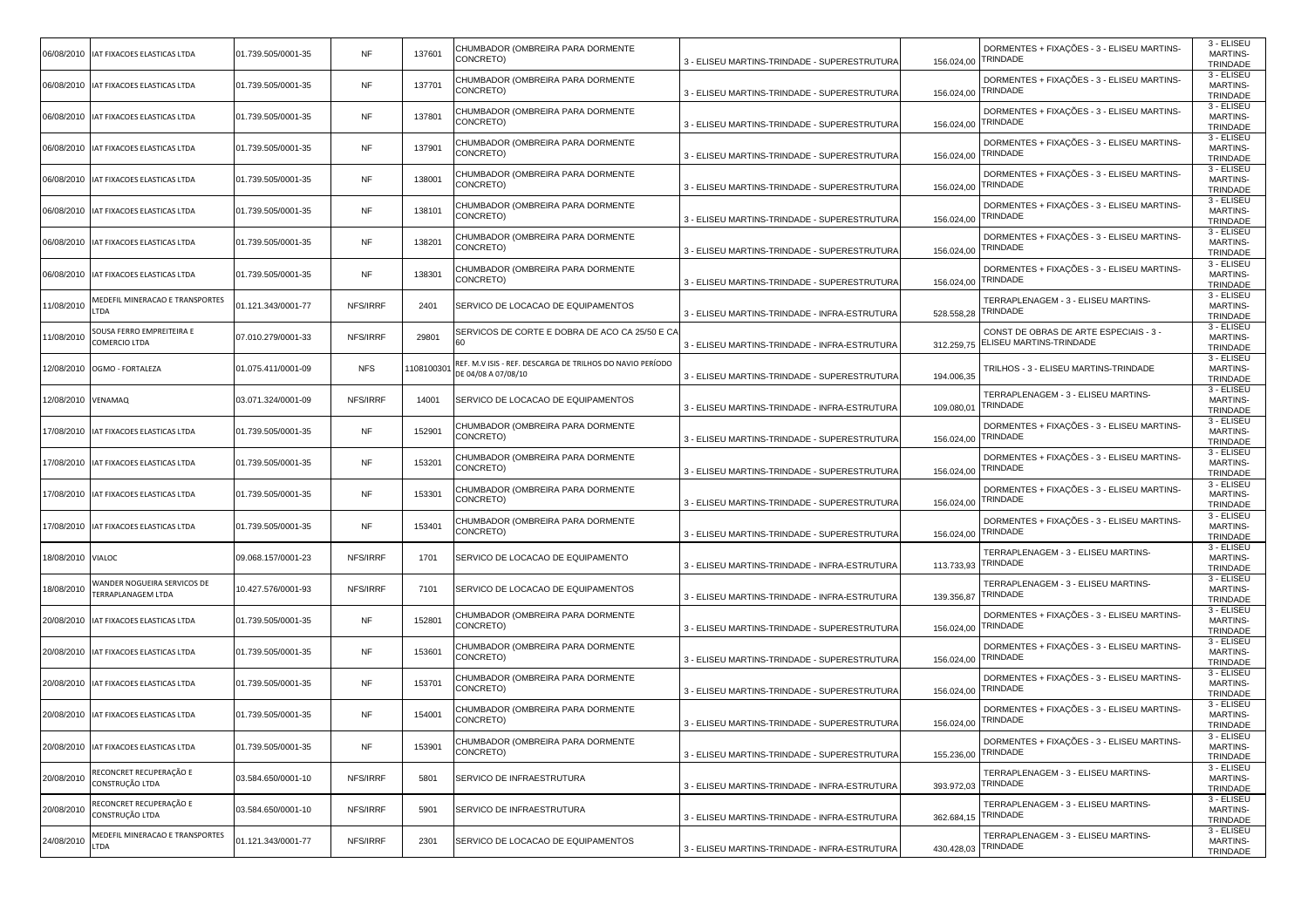| | | | | | | | | | |
|---|---|---|---|---|---|---|---|---|---|
| 06/08/2010 | IAT FIXACOES ELASTICAS LTDA | 01.739.505/0001-35 | NF | 137601 | CHUMBADOR (OMBREIRA PARA DORMENTE CONCRETO) | 3 - ELISEU MARTINS-TRINDADE - SUPERESTRUTURA | 156.024,00 | DORMENTES + FIXAÇÕES - 3 - ELISEU MARTINS-TRINDADE | 3 - ELISEU MARTINS-TRINDADE |
| 06/08/2010 | IAT FIXACOES ELASTICAS LTDA | 01.739.505/0001-35 | NF | 137701 | CHUMBADOR (OMBREIRA PARA DORMENTE CONCRETO) | 3 - ELISEU MARTINS-TRINDADE - SUPERESTRUTURA | 156.024,00 | DORMENTES + FIXAÇÕES - 3 - ELISEU MARTINS-TRINDADE | 3 - ELISEU MARTINS-TRINDADE |
| 06/08/2010 | IAT FIXACOES ELASTICAS LTDA | 01.739.505/0001-35 | NF | 137801 | CHUMBADOR (OMBREIRA PARA DORMENTE CONCRETO) | 3 - ELISEU MARTINS-TRINDADE - SUPERESTRUTURA | 156.024,00 | DORMENTES + FIXAÇÕES - 3 - ELISEU MARTINS-TRINDADE | 3 - ELISEU MARTINS-TRINDADE |
| 06/08/2010 | IAT FIXACOES ELASTICAS LTDA | 01.739.505/0001-35 | NF | 137901 | CHUMBADOR (OMBREIRA PARA DORMENTE CONCRETO) | 3 - ELISEU MARTINS-TRINDADE - SUPERESTRUTURA | 156.024,00 | DORMENTES + FIXAÇÕES - 3 - ELISEU MARTINS-TRINDADE | 3 - ELISEU MARTINS-TRINDADE |
| 06/08/2010 | IAT FIXACOES ELASTICAS LTDA | 01.739.505/0001-35 | NF | 138001 | CHUMBADOR (OMBREIRA PARA DORMENTE CONCRETO) | 3 - ELISEU MARTINS-TRINDADE - SUPERESTRUTURA | 156.024,00 | DORMENTES + FIXAÇÕES - 3 - ELISEU MARTINS-TRINDADE | 3 - ELISEU MARTINS-TRINDADE |
| 06/08/2010 | IAT FIXACOES ELASTICAS LTDA | 01.739.505/0001-35 | NF | 138101 | CHUMBADOR (OMBREIRA PARA DORMENTE CONCRETO) | 3 - ELISEU MARTINS-TRINDADE - SUPERESTRUTURA | 156.024,00 | DORMENTES + FIXAÇÕES - 3 - ELISEU MARTINS-TRINDADE | 3 - ELISEU MARTINS-TRINDADE |
| 06/08/2010 | IAT FIXACOES ELASTICAS LTDA | 01.739.505/0001-35 | NF | 138201 | CHUMBADOR (OMBREIRA PARA DORMENTE CONCRETO) | 3 - ELISEU MARTINS-TRINDADE - SUPERESTRUTURA | 156.024,00 | DORMENTES + FIXAÇÕES - 3 - ELISEU MARTINS-TRINDADE | 3 - ELISEU MARTINS-TRINDADE |
| 06/08/2010 | IAT FIXACOES ELASTICAS LTDA | 01.739.505/0001-35 | NF | 138301 | CHUMBADOR (OMBREIRA PARA DORMENTE CONCRETO) | 3 - ELISEU MARTINS-TRINDADE - SUPERESTRUTURA | 156.024,00 | DORMENTES + FIXAÇÕES - 3 - ELISEU MARTINS-TRINDADE | 3 - ELISEU MARTINS-TRINDADE |
| 11/08/2010 | MEDEFIL MINERACAO E TRANSPORTES LTDA | 01.121.343/0001-77 | NFS/IRRF | 2401 | SERVICO DE LOCACAO DE EQUIPAMENTOS | 3 - ELISEU MARTINS-TRINDADE - INFRA-ESTRUTURA | 528.558,28 | TERRAPLENAGEM - 3 - ELISEU MARTINS-TRINDADE | 3 - ELISEU MARTINS-TRINDADE |
| 11/08/2010 | SOUSA FERRO EMPREITEIRA E COMERCIO LTDA | 07.010.279/0001-33 | NFS/IRRF | 29801 | SERVICOS DE CORTE E DOBRA DE ACO CA 25/50 E CA 60 | 3 - ELISEU MARTINS-TRINDADE - INFRA-ESTRUTURA | 312.259,75 | CONST DE OBRAS DE ARTE ESPECIAIS - 3 - ELISEU MARTINS-TRINDADE | 3 - ELISEU MARTINS-TRINDADE |
| 12/08/2010 | OGMO - FORTALEZA | 01.075.411/0001-09 | NFS | 1108100301 | REF. M.V ISIS - REF. DESCARGA DE TRILHOS DO NAVIO PERÍODO DE 04/08 A 07/08/10 | 3 - ELISEU MARTINS-TRINDADE - SUPERESTRUTURA | 194.006,35 | TRILHOS - 3 - ELISEU MARTINS-TRINDADE | 3 - ELISEU MARTINS-TRINDADE |
| 12/08/2010 | VENAMAQ | 03.071.324/0001-09 | NFS/IRRF | 14001 | SERVICO DE LOCACAO DE EQUIPAMENTOS | 3 - ELISEU MARTINS-TRINDADE - INFRA-ESTRUTURA | 109.080,01 | TERRAPLENAGEM - 3 - ELISEU MARTINS-TRINDADE | 3 - ELISEU MARTINS-TRINDADE |
| 17/08/2010 | IAT FIXACOES ELASTICAS LTDA | 01.739.505/0001-35 | NF | 152901 | CHUMBADOR (OMBREIRA PARA DORMENTE CONCRETO) | 3 - ELISEU MARTINS-TRINDADE - SUPERESTRUTURA | 156.024,00 | DORMENTES + FIXAÇÕES - 3 - ELISEU MARTINS-TRINDADE | 3 - ELISEU MARTINS-TRINDADE |
| 17/08/2010 | IAT FIXACOES ELASTICAS LTDA | 01.739.505/0001-35 | NF | 153201 | CHUMBADOR (OMBREIRA PARA DORMENTE CONCRETO) | 3 - ELISEU MARTINS-TRINDADE - SUPERESTRUTURA | 156.024,00 | DORMENTES + FIXAÇÕES - 3 - ELISEU MARTINS-TRINDADE | 3 - ELISEU MARTINS-TRINDADE |
| 17/08/2010 | IAT FIXACOES ELASTICAS LTDA | 01.739.505/0001-35 | NF | 153301 | CHUMBADOR (OMBREIRA PARA DORMENTE CONCRETO) | 3 - ELISEU MARTINS-TRINDADE - SUPERESTRUTURA | 156.024,00 | DORMENTES + FIXAÇÕES - 3 - ELISEU MARTINS-TRINDADE | 3 - ELISEU MARTINS-TRINDADE |
| 17/08/2010 | IAT FIXACOES ELASTICAS LTDA | 01.739.505/0001-35 | NF | 153401 | CHUMBADOR (OMBREIRA PARA DORMENTE CONCRETO) | 3 - ELISEU MARTINS-TRINDADE - SUPERESTRUTURA | 156.024,00 | DORMENTES + FIXAÇÕES - 3 - ELISEU MARTINS-TRINDADE | 3 - ELISEU MARTINS-TRINDADE |
| 18/08/2010 | VIALOC | 09.068.157/0001-23 | NFS/IRRF | 1701 | SERVICO DE LOCACAO DE EQUIPAMENTO | 3 - ELISEU MARTINS-TRINDADE - INFRA-ESTRUTURA | 113.733,93 | TERRAPLENAGEM - 3 - ELISEU MARTINS-TRINDADE | 3 - ELISEU MARTINS-TRINDADE |
| 18/08/2010 | WANDER NOGUEIRA SERVICOS DE TERRAPLANAGEM LTDA | 10.427.576/0001-93 | NFS/IRRF | 7101 | SERVICO DE LOCACAO DE EQUIPAMENTOS | 3 - ELISEU MARTINS-TRINDADE - INFRA-ESTRUTURA | 139.356,87 | TERRAPLENAGEM - 3 - ELISEU MARTINS-TRINDADE | 3 - ELISEU MARTINS-TRINDADE |
| 20/08/2010 | IAT FIXACOES ELASTICAS LTDA | 01.739.505/0001-35 | NF | 152801 | CHUMBADOR (OMBREIRA PARA DORMENTE CONCRETO) | 3 - ELISEU MARTINS-TRINDADE - SUPERESTRUTURA | 156.024,00 | DORMENTES + FIXAÇÕES - 3 - ELISEU MARTINS-TRINDADE | 3 - ELISEU MARTINS-TRINDADE |
| 20/08/2010 | IAT FIXACOES ELASTICAS LTDA | 01.739.505/0001-35 | NF | 153601 | CHUMBADOR (OMBREIRA PARA DORMENTE CONCRETO) | 3 - ELISEU MARTINS-TRINDADE - SUPERESTRUTURA | 156.024,00 | DORMENTES + FIXAÇÕES - 3 - ELISEU MARTINS-TRINDADE | 3 - ELISEU MARTINS-TRINDADE |
| 20/08/2010 | IAT FIXACOES ELASTICAS LTDA | 01.739.505/0001-35 | NF | 153701 | CHUMBADOR (OMBREIRA PARA DORMENTE CONCRETO) | 3 - ELISEU MARTINS-TRINDADE - SUPERESTRUTURA | 156.024,00 | DORMENTES + FIXAÇÕES - 3 - ELISEU MARTINS-TRINDADE | 3 - ELISEU MARTINS-TRINDADE |
| 20/08/2010 | IAT FIXACOES ELASTICAS LTDA | 01.739.505/0001-35 | NF | 154001 | CHUMBADOR (OMBREIRA PARA DORMENTE CONCRETO) | 3 - ELISEU MARTINS-TRINDADE - SUPERESTRUTURA | 156.024,00 | DORMENTES + FIXAÇÕES - 3 - ELISEU MARTINS-TRINDADE | 3 - ELISEU MARTINS-TRINDADE |
| 20/08/2010 | IAT FIXACOES ELASTICAS LTDA | 01.739.505/0001-35 | NF | 153901 | CHUMBADOR (OMBREIRA PARA DORMENTE CONCRETO) | 3 - ELISEU MARTINS-TRINDADE - SUPERESTRUTURA | 155.236,00 | DORMENTES + FIXAÇÕES - 3 - ELISEU MARTINS-TRINDADE | 3 - ELISEU MARTINS-TRINDADE |
| 20/08/2010 | RECONCRET RECUPERAÇÃO E CONSTRUÇÃO LTDA | 03.584.650/0001-10 | NFS/IRRF | 5801 | SERVICO DE INFRAESTRUTURA | 3 - ELISEU MARTINS-TRINDADE - INFRA-ESTRUTURA | 393.972,03 | TERRAPLENAGEM - 3 - ELISEU MARTINS-TRINDADE | 3 - ELISEU MARTINS-TRINDADE |
| 20/08/2010 | RECONCRET RECUPERAÇÃO E CONSTRUÇÃO LTDA | 03.584.650/0001-10 | NFS/IRRF | 5901 | SERVICO DE INFRAESTRUTURA | 3 - ELISEU MARTINS-TRINDADE - INFRA-ESTRUTURA | 362.684,15 | TERRAPLENAGEM - 3 - ELISEU MARTINS-TRINDADE | 3 - ELISEU MARTINS-TRINDADE |
| 24/08/2010 | MEDEFIL MINERACAO E TRANSPORTES LTDA | 01.121.343/0001-77 | NFS/IRRF | 2301 | SERVICO DE LOCACAO DE EQUIPAMENTOS | 3 - ELISEU MARTINS-TRINDADE - INFRA-ESTRUTURA | 430.428,03 | TERRAPLENAGEM - 3 - ELISEU MARTINS-TRINDADE | 3 - ELISEU MARTINS-TRINDADE |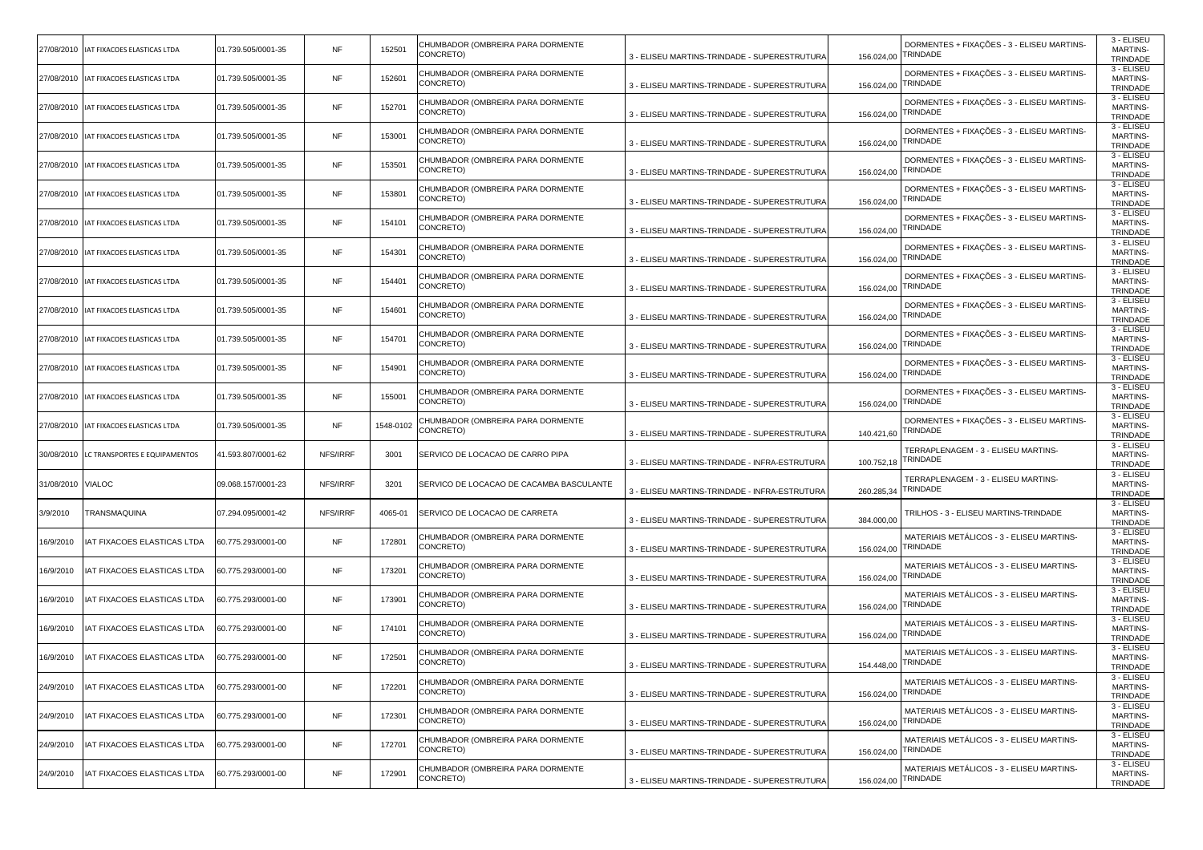| | | | | | | | | | |
|---|---|---|---|---|---|---|---|---|---|
| 27/08/2010 | IAT FIXACOES ELASTICAS LTDA | 01.739.505/0001-35 | NF | 152501 | CHUMBADOR (OMBREIRA PARA DORMENTE CONCRETO) | 3 - ELISEU MARTINS-TRINDADE - SUPERESTRUTURA | 156.024,00 | DORMENTES + FIXAÇÕES - 3 - ELISEU MARTINS-TRINDADE | 3 - ELISEU MARTINS-TRINDADE |
| 27/08/2010 | IAT FIXACOES ELASTICAS LTDA | 01.739.505/0001-35 | NF | 152601 | CHUMBADOR (OMBREIRA PARA DORMENTE CONCRETO) | 3 - ELISEU MARTINS-TRINDADE - SUPERESTRUTURA | 156.024,00 | DORMENTES + FIXAÇÕES - 3 - ELISEU MARTINS-TRINDADE | 3 - ELISEU MARTINS-TRINDADE |
| 27/08/2010 | IAT FIXACOES ELASTICAS LTDA | 01.739.505/0001-35 | NF | 152701 | CHUMBADOR (OMBREIRA PARA DORMENTE CONCRETO) | 3 - ELISEU MARTINS-TRINDADE - SUPERESTRUTURA | 156.024,00 | DORMENTES + FIXAÇÕES - 3 - ELISEU MARTINS-TRINDADE | 3 - ELISEU MARTINS-TRINDADE |
| 27/08/2010 | IAT FIXACOES ELASTICAS LTDA | 01.739.505/0001-35 | NF | 153001 | CHUMBADOR (OMBREIRA PARA DORMENTE CONCRETO) | 3 - ELISEU MARTINS-TRINDADE - SUPERESTRUTURA | 156.024,00 | DORMENTES + FIXAÇÕES - 3 - ELISEU MARTINS-TRINDADE | 3 - ELISEU MARTINS-TRINDADE |
| 27/08/2010 | IAT FIXACOES ELASTICAS LTDA | 01.739.505/0001-35 | NF | 153501 | CHUMBADOR (OMBREIRA PARA DORMENTE CONCRETO) | 3 - ELISEU MARTINS-TRINDADE - SUPERESTRUTURA | 156.024,00 | DORMENTES + FIXAÇÕES - 3 - ELISEU MARTINS-TRINDADE | 3 - ELISEU MARTINS-TRINDADE |
| 27/08/2010 | IAT FIXACOES ELASTICAS LTDA | 01.739.505/0001-35 | NF | 153801 | CHUMBADOR (OMBREIRA PARA DORMENTE CONCRETO) | 3 - ELISEU MARTINS-TRINDADE - SUPERESTRUTURA | 156.024,00 | DORMENTES + FIXAÇÕES - 3 - ELISEU MARTINS-TRINDADE | 3 - ELISEU MARTINS-TRINDADE |
| 27/08/2010 | IAT FIXACOES ELASTICAS LTDA | 01.739.505/0001-35 | NF | 154101 | CHUMBADOR (OMBREIRA PARA DORMENTE CONCRETO) | 3 - ELISEU MARTINS-TRINDADE - SUPERESTRUTURA | 156.024,00 | DORMENTES + FIXAÇÕES - 3 - ELISEU MARTINS-TRINDADE | 3 - ELISEU MARTINS-TRINDADE |
| 27/08/2010 | IAT FIXACOES ELASTICAS LTDA | 01.739.505/0001-35 | NF | 154301 | CHUMBADOR (OMBREIRA PARA DORMENTE CONCRETO) | 3 - ELISEU MARTINS-TRINDADE - SUPERESTRUTURA | 156.024,00 | DORMENTES + FIXAÇÕES - 3 - ELISEU MARTINS-TRINDADE | 3 - ELISEU MARTINS-TRINDADE |
| 27/08/2010 | IAT FIXACOES ELASTICAS LTDA | 01.739.505/0001-35 | NF | 154401 | CHUMBADOR (OMBREIRA PARA DORMENTE CONCRETO) | 3 - ELISEU MARTINS-TRINDADE - SUPERESTRUTURA | 156.024,00 | DORMENTES + FIXAÇÕES - 3 - ELISEU MARTINS-TRINDADE | 3 - ELISEU MARTINS-TRINDADE |
| 27/08/2010 | IAT FIXACOES ELASTICAS LTDA | 01.739.505/0001-35 | NF | 154601 | CHUMBADOR (OMBREIRA PARA DORMENTE CONCRETO) | 3 - ELISEU MARTINS-TRINDADE - SUPERESTRUTURA | 156.024,00 | DORMENTES + FIXAÇÕES - 3 - ELISEU MARTINS-TRINDADE | 3 - ELISEU MARTINS-TRINDADE |
| 27/08/2010 | IAT FIXACOES ELASTICAS LTDA | 01.739.505/0001-35 | NF | 154701 | CHUMBADOR (OMBREIRA PARA DORMENTE CONCRETO) | 3 - ELISEU MARTINS-TRINDADE - SUPERESTRUTURA | 156.024,00 | DORMENTES + FIXAÇÕES - 3 - ELISEU MARTINS-TRINDADE | 3 - ELISEU MARTINS-TRINDADE |
| 27/08/2010 | IAT FIXACOES ELASTICAS LTDA | 01.739.505/0001-35 | NF | 154901 | CHUMBADOR (OMBREIRA PARA DORMENTE CONCRETO) | 3 - ELISEU MARTINS-TRINDADE - SUPERESTRUTURA | 156.024,00 | DORMENTES + FIXAÇÕES - 3 - ELISEU MARTINS-TRINDADE | 3 - ELISEU MARTINS-TRINDADE |
| 27/08/2010 | IAT FIXACOES ELASTICAS LTDA | 01.739.505/0001-35 | NF | 155001 | CHUMBADOR (OMBREIRA PARA DORMENTE CONCRETO) | 3 - ELISEU MARTINS-TRINDADE - SUPERESTRUTURA | 156.024,00 | DORMENTES + FIXAÇÕES - 3 - ELISEU MARTINS-TRINDADE | 3 - ELISEU MARTINS-TRINDADE |
| 27/08/2010 | IAT FIXACOES ELASTICAS LTDA | 01.739.505/0001-35 | NF | 1548-0102 | CHUMBADOR (OMBREIRA PARA DORMENTE CONCRETO) | 3 - ELISEU MARTINS-TRINDADE - SUPERESTRUTURA | 140.421,60 | DORMENTES + FIXAÇÕES - 3 - ELISEU MARTINS-TRINDADE | 3 - ELISEU MARTINS-TRINDADE |
| 30/08/2010 | LC TRANSPORTES E EQUIPAMENTOS | 41.593.807/0001-62 | NFS/IRRF | 3001 | SERVICO DE LOCACAO DE CARRO PIPA | 3 - ELISEU MARTINS-TRINDADE - INFRA-ESTRUTURA | 100.752,18 | TERRAPLENAGEM - 3 - ELISEU MARTINS-TRINDADE | 3 - ELISEU MARTINS-TRINDADE |
| 31/08/2010 | VIALOC | 09.068.157/0001-23 | NFS/IRRF | 3201 | SERVICO DE LOCACAO DE CACAMBA BASCULANTE | 3 - ELISEU MARTINS-TRINDADE - INFRA-ESTRUTURA | 260.285,34 | TERRAPLENAGEM - 3 - ELISEU MARTINS-TRINDADE | 3 - ELISEU MARTINS-TRINDADE |
| 3/9/2010 | TRANSMAQUINA | 07.294.095/0001-42 | NFS/IRRF | 4065-01 | SERVICO DE LOCACAO DE CARRETA | 3 - ELISEU MARTINS-TRINDADE - SUPERESTRUTURA | 384.000,00 | TRILHOS - 3 - ELISEU MARTINS-TRINDADE | 3 - ELISEU MARTINS-TRINDADE |
| 16/9/2010 | IAT FIXACOES ELASTICAS LTDA | 60.775.293/0001-00 | NF | 172801 | CHUMBADOR (OMBREIRA PARA DORMENTE CONCRETO) | 3 - ELISEU MARTINS-TRINDADE - SUPERESTRUTURA | 156.024,00 | MATERIAIS METÁLICOS - 3 - ELISEU MARTINS-TRINDADE | 3 - ELISEU MARTINS-TRINDADE |
| 16/9/2010 | IAT FIXACOES ELASTICAS LTDA | 60.775.293/0001-00 | NF | 173201 | CHUMBADOR (OMBREIRA PARA DORMENTE CONCRETO) | 3 - ELISEU MARTINS-TRINDADE - SUPERESTRUTURA | 156.024,00 | MATERIAIS METÁLICOS - 3 - ELISEU MARTINS-TRINDADE | 3 - ELISEU MARTINS-TRINDADE |
| 16/9/2010 | IAT FIXACOES ELASTICAS LTDA | 60.775.293/0001-00 | NF | 173901 | CHUMBADOR (OMBREIRA PARA DORMENTE CONCRETO) | 3 - ELISEU MARTINS-TRINDADE - SUPERESTRUTURA | 156.024,00 | MATERIAIS METÁLICOS - 3 - ELISEU MARTINS-TRINDADE | 3 - ELISEU MARTINS-TRINDADE |
| 16/9/2010 | IAT FIXACOES ELASTICAS LTDA | 60.775.293/0001-00 | NF | 174101 | CHUMBADOR (OMBREIRA PARA DORMENTE CONCRETO) | 3 - ELISEU MARTINS-TRINDADE - SUPERESTRUTURA | 156.024,00 | MATERIAIS METÁLICOS - 3 - ELISEU MARTINS-TRINDADE | 3 - ELISEU MARTINS-TRINDADE |
| 16/9/2010 | IAT FIXACOES ELASTICAS LTDA | 60.775.293/0001-00 | NF | 172501 | CHUMBADOR (OMBREIRA PARA DORMENTE CONCRETO) | 3 - ELISEU MARTINS-TRINDADE - SUPERESTRUTURA | 154.448,00 | MATERIAIS METÁLICOS - 3 - ELISEU MARTINS-TRINDADE | 3 - ELISEU MARTINS-TRINDADE |
| 24/9/2010 | IAT FIXACOES ELASTICAS LTDA | 60.775.293/0001-00 | NF | 172201 | CHUMBADOR (OMBREIRA PARA DORMENTE CONCRETO) | 3 - ELISEU MARTINS-TRINDADE - SUPERESTRUTURA | 156.024,00 | MATERIAIS METÁLICOS - 3 - ELISEU MARTINS-TRINDADE | 3 - ELISEU MARTINS-TRINDADE |
| 24/9/2010 | IAT FIXACOES ELASTICAS LTDA | 60.775.293/0001-00 | NF | 172301 | CHUMBADOR (OMBREIRA PARA DORMENTE CONCRETO) | 3 - ELISEU MARTINS-TRINDADE - SUPERESTRUTURA | 156.024,00 | MATERIAIS METÁLICOS - 3 - ELISEU MARTINS-TRINDADE | 3 - ELISEU MARTINS-TRINDADE |
| 24/9/2010 | IAT FIXACOES ELASTICAS LTDA | 60.775.293/0001-00 | NF | 172701 | CHUMBADOR (OMBREIRA PARA DORMENTE CONCRETO) | 3 - ELISEU MARTINS-TRINDADE - SUPERESTRUTURA | 156.024,00 | MATERIAIS METÁLICOS - 3 - ELISEU MARTINS-TRINDADE | 3 - ELISEU MARTINS-TRINDADE |
| 24/9/2010 | IAT FIXACOES ELASTICAS LTDA | 60.775.293/0001-00 | NF | 172901 | CHUMBADOR (OMBREIRA PARA DORMENTE CONCRETO) | 3 - ELISEU MARTINS-TRINDADE - SUPERESTRUTURA | 156.024,00 | MATERIAIS METÁLICOS - 3 - ELISEU MARTINS-TRINDADE | 3 - ELISEU MARTINS-TRINDADE |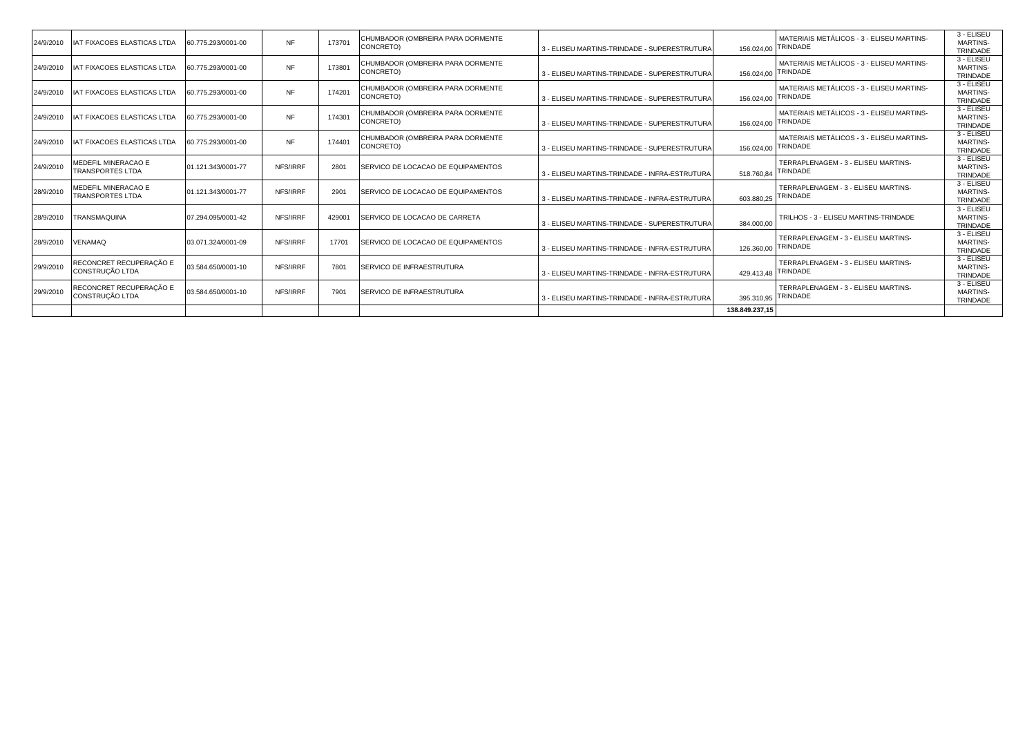| | | | | | | | | | |
|---|---|---|---|---|---|---|---|---|---|
| 24/9/2010 | IAT FIXACOES ELASTICAS LTDA | 60.775.293/0001-00 | NF | 173701 | CHUMBADOR (OMBREIRA PARA DORMENTE CONCRETO) | 3 - ELISEU MARTINS-TRINDADE - SUPERESTRUTURA | 156.024,00 | MATERIAIS METÁLICOS - 3 - ELISEU MARTINS-TRINDADE | 3 - ELISEU MARTINS-TRINDADE |
| 24/9/2010 | IAT FIXACOES ELASTICAS LTDA | 60.775.293/0001-00 | NF | 173801 | CHUMBADOR (OMBREIRA PARA DORMENTE CONCRETO) | 3 - ELISEU MARTINS-TRINDADE - SUPERESTRUTURA | 156.024,00 | MATERIAIS METÁLICOS - 3 - ELISEU MARTINS-TRINDADE | 3 - ELISEU MARTINS-TRINDADE |
| 24/9/2010 | IAT FIXACOES ELASTICAS LTDA | 60.775.293/0001-00 | NF | 174201 | CHUMBADOR (OMBREIRA PARA DORMENTE CONCRETO) | 3 - ELISEU MARTINS-TRINDADE - SUPERESTRUTURA | 156.024,00 | MATERIAIS METÁLICOS - 3 - ELISEU MARTINS-TRINDADE | 3 - ELISEU MARTINS-TRINDADE |
| 24/9/2010 | IAT FIXACOES ELASTICAS LTDA | 60.775.293/0001-00 | NF | 174301 | CHUMBADOR (OMBREIRA PARA DORMENTE CONCRETO) | 3 - ELISEU MARTINS-TRINDADE - SUPERESTRUTURA | 156.024,00 | MATERIAIS METÁLICOS - 3 - ELISEU MARTINS-TRINDADE | 3 - ELISEU MARTINS-TRINDADE |
| 24/9/2010 | IAT FIXACOES ELASTICAS LTDA | 60.775.293/0001-00 | NF | 174401 | CHUMBADOR (OMBREIRA PARA DORMENTE CONCRETO) | 3 - ELISEU MARTINS-TRINDADE - SUPERESTRUTURA | 156.024,00 | MATERIAIS METÁLICOS - 3 - ELISEU MARTINS-TRINDADE | 3 - ELISEU MARTINS-TRINDADE |
| 24/9/2010 | MEDEFIL MINERACAO E TRANSPORTES LTDA | 01.121.343/0001-77 | NFS/IRRF | 2801 | SERVICO DE LOCACAO DE EQUIPAMENTOS | 3 - ELISEU MARTINS-TRINDADE - INFRA-ESTRUTURA | 518.760,84 | TERRAPLENAGEM - 3 - ELISEU MARTINS-TRINDADE | 3 - ELISEU MARTINS-TRINDADE |
| 28/9/2010 | MEDEFIL MINERACAO E TRANSPORTES LTDA | 01.121.343/0001-77 | NFS/IRRF | 2901 | SERVICO DE LOCACAO DE EQUIPAMENTOS | 3 - ELISEU MARTINS-TRINDADE - INFRA-ESTRUTURA | 603.880,25 | TERRAPLENAGEM - 3 - ELISEU MARTINS-TRINDADE | 3 - ELISEU MARTINS-TRINDADE |
| 28/9/2010 | TRANSMAQUINA | 07.294.095/0001-42 | NFS/IRRF | 429001 | SERVICO DE LOCACAO DE CARRETA | 3 - ELISEU MARTINS-TRINDADE - SUPERESTRUTURA | 384.000,00 | TRILHOS - 3 - ELISEU MARTINS-TRINDADE | 3 - ELISEU MARTINS-TRINDADE |
| 28/9/2010 | VENAMAQ | 03.071.324/0001-09 | NFS/IRRF | 17701 | SERVICO DE LOCACAO DE EQUIPAMENTOS | 3 - ELISEU MARTINS-TRINDADE - INFRA-ESTRUTURA | 126.360,00 | TERRAPLENAGEM - 3 - ELISEU MARTINS-TRINDADE | 3 - ELISEU MARTINS-TRINDADE |
| 29/9/2010 | RECONCRET RECUPERAÇÃO E CONSTRUÇÃO LTDA | 03.584.650/0001-10 | NFS/IRRF | 7801 | SERVICO DE INFRAESTRUTURA | 3 - ELISEU MARTINS-TRINDADE - INFRA-ESTRUTURA | 429.413,48 | TERRAPLENAGEM - 3 - ELISEU MARTINS-TRINDADE | 3 - ELISEU MARTINS-TRINDADE |
| 29/9/2010 | RECONCRET RECUPERAÇÃO E CONSTRUÇÃO LTDA | 03.584.650/0001-10 | NFS/IRRF | 7901 | SERVICO DE INFRAESTRUTURA | 3 - ELISEU MARTINS-TRINDADE - INFRA-ESTRUTURA | 395.310,95 | TERRAPLENAGEM - 3 - ELISEU MARTINS-TRINDADE | 3 - ELISEU MARTINS-TRINDADE |
| | | | | | | | **138.849.237,15** | | |